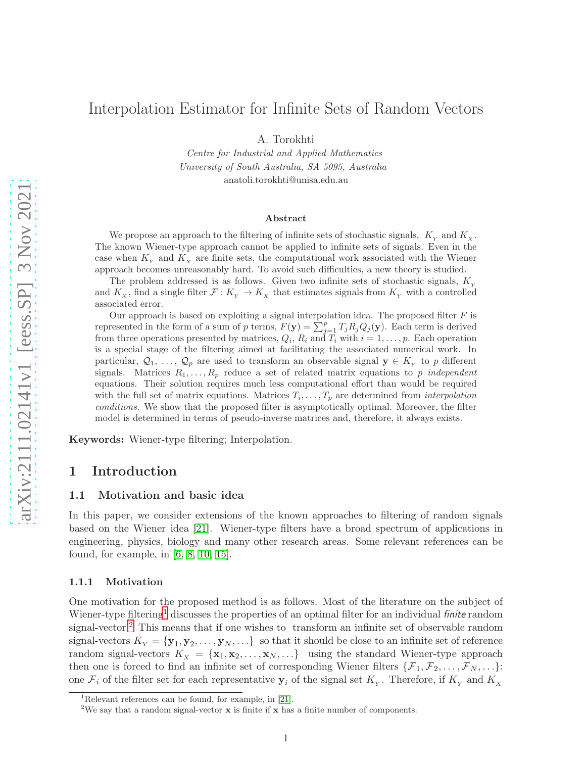# Interpolation Estimator for Infinite Sets of Random Vectors

A. Torokhti

*Centre for Industrial and Applied Mathematics*
*University of South Australia, SA 5095, Australia*
anatoli.torokhti@unisa.edu.au

**Abstract**

We propose an approach to the filtering of infinite sets of stochastic signals, $K_Y$ and $K_X$. The known Wiener-type approach cannot be applied to infinite sets of signals. Even in the case when $K_Y$ and $K_X$ are finite sets, the computational work associated with the Wiener approach becomes unreasonably hard. To avoid such difficulties, a new theory is studied.

The problem addressed is as follows. Given two infinite sets of stochastic signals, $K_Y$ and $K_X$, find a single filter $\mathcal{F} : K_Y \to K_X$ that estimates signals from $K_Y$ with a controlled associated error.

Our approach is based on exploiting a signal interpolation idea. The proposed filter $F$ is represented in the form of a sum of $p$ terms, $F(\mathbf{y}) = \sum_{j=1}^{p} T_j R_j Q_j(\mathbf{y})$. Each term is derived from three operations presented by matrices, $Q_i$, $R_i$ and $T_i$ with $i = 1, \ldots, p$. Each operation is a special stage of the filtering aimed at facilitating the associated numerical work. In particular, $\mathcal{Q}_1, \ldots, \mathcal{Q}_p$ are used to transform an observable signal $\mathbf{y} \in K_Y$ to $p$ different signals. Matrices $R_1, \ldots, R_p$ reduce a set of related matrix equations to $p$ *independent* equations. Their solution requires much less computational effort than would be required with the full set of matrix equations. Matrices $T_i, \ldots, T_p$ are determined from *interpolation conditions*. We show that the proposed filter is asymptotically optimal. Moreover, the filter model is determined in terms of pseudo-inverse matrices and, therefore, it always exists.

**Keywords:** Wiener-type filtering; Interpolation.

## 1 Introduction

### 1.1 Motivation and basic idea

In this paper, we consider extensions of the known approaches to filtering of random signals based on the Wiener idea [21]. Wiener-type filters have a broad spectrum of applications in engineering, physics, biology and many other research areas. Some relevant references can be found, for example, in [6, 8, 10, 15].

#### 1.1.1 Motivation

One motivation for the proposed method is as follows. Most of the literature on the subject of Wiener-type filtering[1] discusses the properties of an optimal filter for an individual *finite* random signal-vector.[2] This means that if one wishes to transform an infinite set of observable random signal-vectors $K_Y = \{\mathbf{y}_1, \mathbf{y}_2, \ldots, \mathbf{y}_N, \ldots\}$ so that it should be close to an infinite set of reference random signal-vectors $K_X = \{\mathbf{x}_1, \mathbf{x}_2, \ldots, \mathbf{x}_N, \ldots\}$ using the standard Wiener-type approach then one is forced to find an infinite set of corresponding Wiener filters $\{\mathcal{F}_1, \mathcal{F}_2, \ldots, \mathcal{F}_N, \ldots\}$: one $\mathcal{F}_i$ of the filter set for each representative $\mathbf{y}_i$ of the signal set $K_Y$. Therefore, if $K_Y$ and $K_X$

[1] Relevant references can be found, for example, in [21].

[2] We say that a random signal-vector $\mathbf{x}$ is finite if $\mathbf{x}$ has a finite number of components.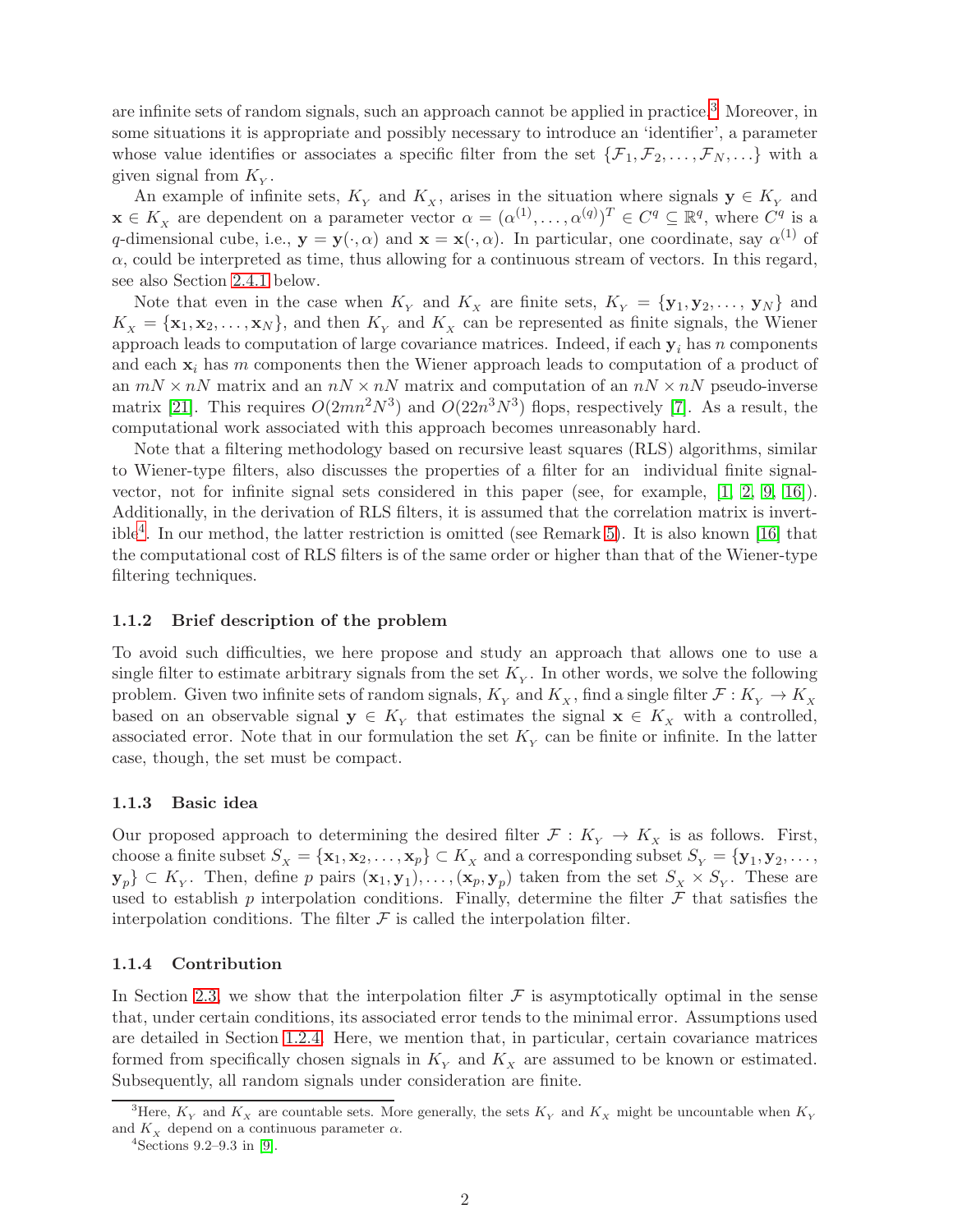are infinite sets of random signals, such an approach cannot be applied in practice.[3] Moreover, in some situations it is appropriate and possibly necessary to introduce an 'identifier', a parameter whose value identifies or associates a specific filter from the set $\{\mathcal{F}_1, \mathcal{F}_2, \ldots, \mathcal{F}_N, \ldots\}$ with a given signal from $K_Y$.

An example of infinite sets, $K_Y$ and $K_X$, arises in the situation where signals $\mathbf{y} \in K_Y$ and $\mathbf{x} \in K_X$ are dependent on a parameter vector $\alpha = (\alpha^{(1)}, \ldots, \alpha^{(q)})^T \in C^q \subseteq \mathbb{R}^q$, where $C^q$ is a $q$-dimensional cube, i.e., $\mathbf{y} = \mathbf{y}(\cdot, \alpha)$ and $\mathbf{x} = \mathbf{x}(\cdot, \alpha)$. In particular, one coordinate, say $\alpha^{(1)}$ of $\alpha$, could be interpreted as time, thus allowing for a continuous stream of vectors. In this regard, see also Section 2.4.1 below.

Note that even in the case when $K_Y$ and $K_X$ are finite sets, $K_Y = \{\mathbf{y}_1, \mathbf{y}_2, \ldots, \mathbf{y}_N\}$ and $K_X = \{\mathbf{x}_1, \mathbf{x}_2, \ldots, \mathbf{x}_N\}$, and then $K_Y$ and $K_X$ can be represented as finite signals, the Wiener approach leads to computation of large covariance matrices. Indeed, if each $\mathbf{y}_i$ has $n$ components and each $\mathbf{x}_i$ has $m$ components then the Wiener approach leads to computation of a product of an $mN \times nN$ matrix and an $nN \times nN$ matrix and computation of an $nN \times nN$ pseudo-inverse matrix [21]. This requires $O(2mn^2N^3)$ and $O(22n^3N^3)$ flops, respectively [7]. As a result, the computational work associated with this approach becomes unreasonably hard.

Note that a filtering methodology based on recursive least squares (RLS) algorithms, similar to Wiener-type filters, also discusses the properties of a filter for an individual finite signal-vector, not for infinite signal sets considered in this paper (see, for example, [1, 2, 9, 16]). Additionally, in the derivation of RLS filters, it is assumed that the correlation matrix is invertible[4]. In our method, the latter restriction is omitted (see Remark 5). It is also known [16] that the computational cost of RLS filters is of the same order or higher than that of the Wiener-type filtering techniques.

### 1.1.2 Brief description of the problem

To avoid such difficulties, we here propose and study an approach that allows one to use a single filter to estimate arbitrary signals from the set $K_Y$. In other words, we solve the following problem. Given two infinite sets of random signals, $K_Y$ and $K_X$, find a single filter $\mathcal{F} : K_Y \to K_X$ based on an observable signal $\mathbf{y} \in K_Y$ that estimates the signal $\mathbf{x} \in K_X$ with a controlled, associated error. Note that in our formulation the set $K_Y$ can be finite or infinite. In the latter case, though, the set must be compact.

### 1.1.3 Basic idea

Our proposed approach to determining the desired filter $\mathcal{F} : K_Y \to K_X$ is as follows. First, choose a finite subset $S_X = \{\mathbf{x}_1, \mathbf{x}_2, \ldots, \mathbf{x}_p\} \subset K_X$ and a corresponding subset $S_Y = \{\mathbf{y}_1, \mathbf{y}_2, \ldots, \mathbf{y}_p\} \subset K_Y$. Then, define $p$ pairs $(\mathbf{x}_1, \mathbf{y}_1), \ldots, (\mathbf{x}_p, \mathbf{y}_p)$ taken from the set $S_X \times S_Y$. These are used to establish $p$ interpolation conditions. Finally, determine the filter $\mathcal{F}$ that satisfies the interpolation conditions. The filter $\mathcal{F}$ is called the interpolation filter.

### 1.1.4 Contribution

In Section 2.3, we show that the interpolation filter $\mathcal{F}$ is asymptotically optimal in the sense that, under certain conditions, its associated error tends to the minimal error. Assumptions used are detailed in Section 1.2.4. Here, we mention that, in particular, certain covariance matrices formed from specifically chosen signals in $K_Y$ and $K_X$ are assumed to be known or estimated. Subsequently, all random signals under consideration are finite.

---

[3] Here, $K_Y$ and $K_X$ are countable sets. More generally, the sets $K_Y$ and $K_X$ might be uncountable when $K_Y$ and $K_X$ depend on a continuous parameter $\alpha$.

[4] Sections 9.2–9.3 in [9].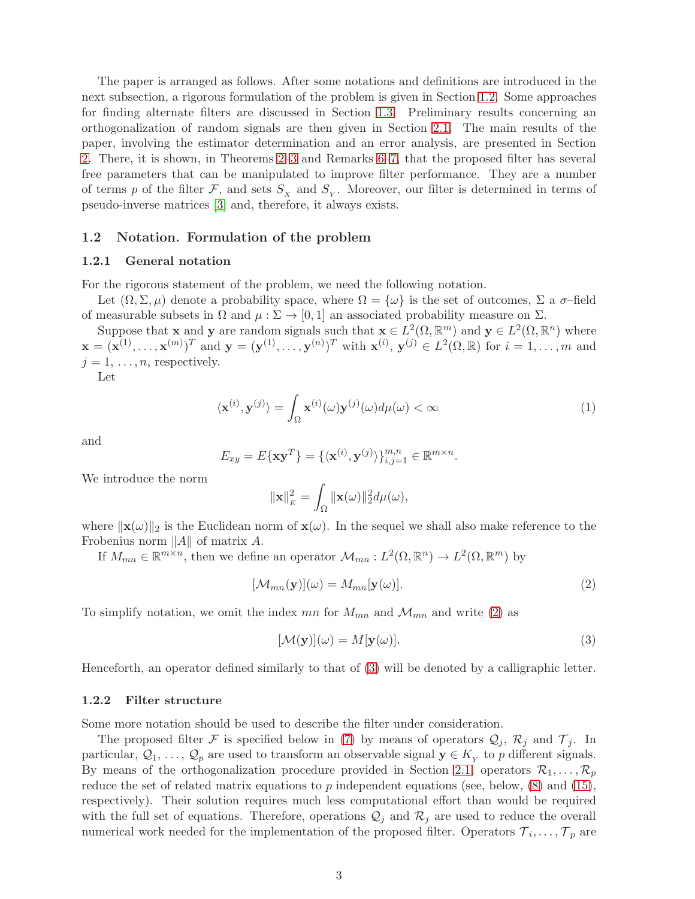The paper is arranged as follows. After some notations and definitions are introduced in the next subsection, a rigorous formulation of the problem is given in Section 1.2. Some approaches for finding alternate filters are discussed in Section 1.3. Preliminary results concerning an orthogonalization of random signals are then given in Section 2.1. The main results of the paper, involving the estimator determination and an error analysis, are presented in Section 2. There, it is shown, in Theorems 2–3 and Remarks 6–7, that the proposed filter has several free parameters that can be manipulated to improve filter performance. They are a number of terms $p$ of the filter $\mathcal{F}$, and sets $S_X$ and $S_Y$. Moreover, our filter is determined in terms of pseudo-inverse matrices [3] and, therefore, it always exists.

## 1.2 Notation. Formulation of the problem

### 1.2.1 General notation

For the rigorous statement of the problem, we need the following notation.

Let $(\Omega, \Sigma, \mu)$ denote a probability space, where $\Omega = \{\omega\}$ is the set of outcomes, $\Sigma$ a $\sigma$–field of measurable subsets in $\Omega$ and $\mu : \Sigma \to [0, 1]$ an associated probability measure on $\Sigma$.

Suppose that $\mathbf{x}$ and $\mathbf{y}$ are random signals such that $\mathbf{x} \in L^2(\Omega, \mathbb{R}^m)$ and $\mathbf{y} \in L^2(\Omega, \mathbb{R}^n)$ where $\mathbf{x} = (\mathbf{x}^{(1)}, \ldots, \mathbf{x}^{(m)})^T$ and $\mathbf{y} = (\mathbf{y}^{(1)}, \ldots, \mathbf{y}^{(n)})^T$ with $\mathbf{x}^{(i)}, \mathbf{y}^{(j)} \in L^2(\Omega, \mathbb{R})$ for $i = 1, \ldots, m$ and $j = 1, \ldots, n$, respectively.

Let

$$\langle \mathbf{x}^{(i)}, \mathbf{y}^{(j)} \rangle = \int_\Omega \mathbf{x}^{(i)}(\omega)\mathbf{y}^{(j)}(\omega) d\mu(\omega) < \infty \tag{1}$$

and

$$E_{xy} = E\{\mathbf{x}\mathbf{y}^T\} = \{\langle \mathbf{x}^{(i)}, \mathbf{y}^{(j)} \rangle\}_{i,j=1}^{m,n} \in \mathbb{R}^{m\times n}.$$

We introduce the norm

$$\|\mathbf{x}\|_E^2 = \int_\Omega \|\mathbf{x}(\omega)\|_2^2 d\mu(\omega),$$

where $\|\mathbf{x}(\omega)\|_2$ is the Euclidean norm of $\mathbf{x}(\omega)$. In the sequel we shall also make reference to the Frobenius norm $\|A\|$ of matrix $A$.

If $M_{mn} \in \mathbb{R}^{m\times n}$, then we define an operator $\mathcal{M}_{mn} : L^2(\Omega, \mathbb{R}^n) \to L^2(\Omega, \mathbb{R}^m)$ by

$$[\mathcal{M}_{mn}(\mathbf{y})](\omega) = M_{mn}[\mathbf{y}(\omega)]. \tag{2}$$

To simplify notation, we omit the index $mn$ for $M_{mn}$ and $\mathcal{M}_{mn}$ and write (2) as

$$[\mathcal{M}(\mathbf{y})](\omega) = M[\mathbf{y}(\omega)]. \tag{3}$$

Henceforth, an operator defined similarly to that of (3) will be denoted by a calligraphic letter.

### 1.2.2 Filter structure

Some more notation should be used to describe the filter under consideration.

The proposed filter $\mathcal{F}$ is specified below in (7) by means of operators $\mathcal{Q}_j$, $\mathcal{R}_j$ and $\mathcal{T}_j$. In particular, $\mathcal{Q}_1, \ldots, \mathcal{Q}_p$ are used to transform an observable signal $\mathbf{y} \in K_Y$ to $p$ different signals. By means of the orthogonalization procedure provided in Section 2.1, operators $\mathcal{R}_1, \ldots, \mathcal{R}_p$ reduce the set of related matrix equations to $p$ independent equations (see, below, (8) and (15), respectively). Their solution requires much less computational effort than would be required with the full set of equations. Therefore, operations $\mathcal{Q}_j$ and $\mathcal{R}_j$ are used to reduce the overall numerical work needed for the implementation of the proposed filter. Operators $\mathcal{T}_i, \ldots, \mathcal{T}_p$ are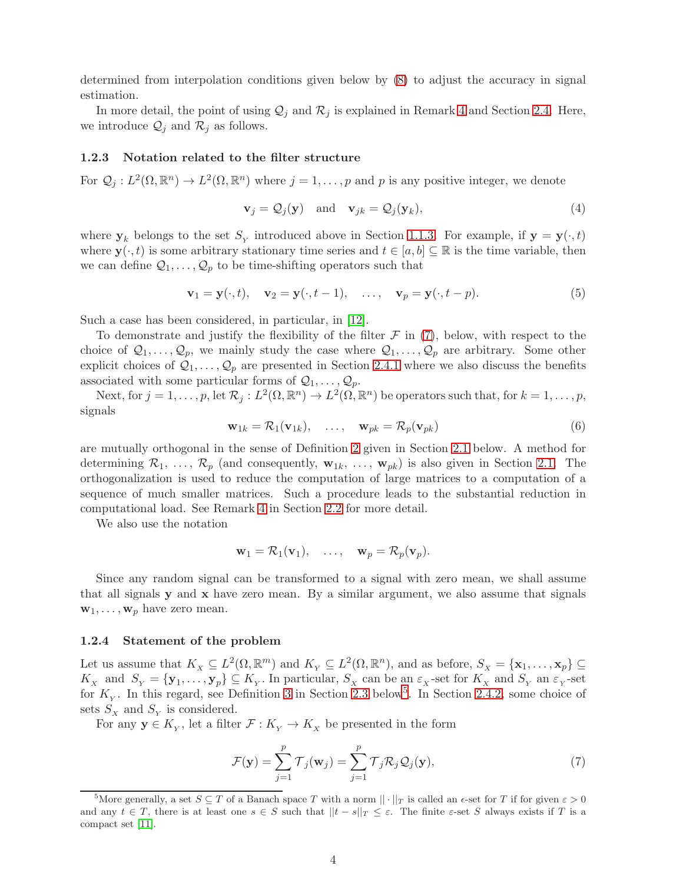determined from interpolation conditions given below by (8) to adjust the accuracy in signal estimation.

In more detail, the point of using $\mathcal{Q}_j$ and $\mathcal{R}_j$ is explained in Remark 4 and Section 2.4. Here, we introduce $\mathcal{Q}_j$ and $\mathcal{R}_j$ as follows.

### 1.2.3 Notation related to the filter structure

For $\mathcal{Q}_j : L^2(\Omega, \mathbb{R}^n) \to L^2(\Omega, \mathbb{R}^n)$ where $j = 1, \ldots, p$ and $p$ is any positive integer, we denote

$$\mathbf{v}_j = \mathcal{Q}_j(\mathbf{y}) \quad \text{and} \quad \mathbf{v}_{jk} = \mathcal{Q}_j(\mathbf{y}_k), \tag{4}$$

where $\mathbf{y}_k$ belongs to the set $S_Y$ introduced above in Section 1.1.3. For example, if $\mathbf{y} = \mathbf{y}(\cdot, t)$ where $\mathbf{y}(\cdot, t)$ is some arbitrary stationary time series and $t \in [a, b] \subseteq \mathbb{R}$ is the time variable, then we can define $\mathcal{Q}_1, \ldots, \mathcal{Q}_p$ to be time-shifting operators such that

$$\mathbf{v}_1 = \mathbf{y}(\cdot, t), \quad \mathbf{v}_2 = \mathbf{y}(\cdot, t-1), \quad \ldots, \quad \mathbf{v}_p = \mathbf{y}(\cdot, t-p). \tag{5}$$

Such a case has been considered, in particular, in [12].

To demonstrate and justify the flexibility of the filter $\mathcal{F}$ in (7), below, with respect to the choice of $\mathcal{Q}_1, \ldots, \mathcal{Q}_p$, we mainly study the case where $\mathcal{Q}_1, \ldots, \mathcal{Q}_p$ are arbitrary. Some other explicit choices of $\mathcal{Q}_1, \ldots, \mathcal{Q}_p$ are presented in Section 2.4.1 where we also discuss the benefits associated with some particular forms of $\mathcal{Q}_1, \ldots, \mathcal{Q}_p$.

Next, for $j = 1, \ldots, p$, let $\mathcal{R}_j : L^2(\Omega, \mathbb{R}^n) \to L^2(\Omega, \mathbb{R}^n)$ be operators such that, for $k = 1, \ldots, p$, signals

$$\mathbf{w}_{1k} = \mathcal{R}_1(\mathbf{v}_{1k}), \quad \ldots, \quad \mathbf{w}_{pk} = \mathcal{R}_p(\mathbf{v}_{pk}) \tag{6}$$

are mutually orthogonal in the sense of Definition 2 given in Section 2.1 below. A method for determining $\mathcal{R}_1, \ldots, \mathcal{R}_p$ (and consequently, $\mathbf{w}_{1k}, \ldots, \mathbf{w}_{pk}$) is also given in Section 2.1. The orthogonalization is used to reduce the computation of large matrices to a computation of a sequence of much smaller matrices. Such a procedure leads to the substantial reduction in computational load. See Remark 4 in Section 2.2 for more detail.

We also use the notation

$$\mathbf{w}_1 = \mathcal{R}_1(\mathbf{v}_1), \quad \ldots, \quad \mathbf{w}_p = \mathcal{R}_p(\mathbf{v}_p).$$

Since any random signal can be transformed to a signal with zero mean, we shall assume that all signals $\mathbf{y}$ and $\mathbf{x}$ have zero mean. By a similar argument, we also assume that signals $\mathbf{w}_1, \ldots, \mathbf{w}_p$ have zero mean.

### 1.2.4 Statement of the problem

Let us assume that $K_X \subseteq L^2(\Omega, \mathbb{R}^m)$ and $K_Y \subseteq L^2(\Omega, \mathbb{R}^n)$, and as before, $S_X = \{\mathbf{x}_1, \ldots, \mathbf{x}_p\} \subseteq K_X$ and $S_Y = \{\mathbf{y}_1, \ldots, \mathbf{y}_p\} \subseteq K_Y$. In particular, $S_X$ can be an $\varepsilon_X$-set for $K_X$ and $S_Y$ an $\varepsilon_Y$-set for $K_Y$. In this regard, see Definition 3 in Section 2.3 below[5]. In Section 2.4.2, some choice of sets $S_X$ and $S_Y$ is considered.

For any $\mathbf{y} \in K_Y$, let a filter $\mathcal{F} : K_Y \to K_X$ be presented in the form

$$\mathcal{F}(\mathbf{y}) = \sum_{j=1}^{p} \mathcal{T}_j(\mathbf{w}_j) = \sum_{j=1}^{p} \mathcal{T}_j \mathcal{R}_j \mathcal{Q}_j(\mathbf{y}), \tag{7}$$

[5] More generally, a set $S \subseteq T$ of a Banach space $T$ with a norm $\|\cdot\|_T$ is called an $\epsilon$-set for $T$ if for given $\varepsilon > 0$ and any $t \in T$, there is at least one $s \in S$ such that $\|t - s\|_T \leq \varepsilon$. The finite $\varepsilon$-set $S$ always exists if $T$ is a compact set [11].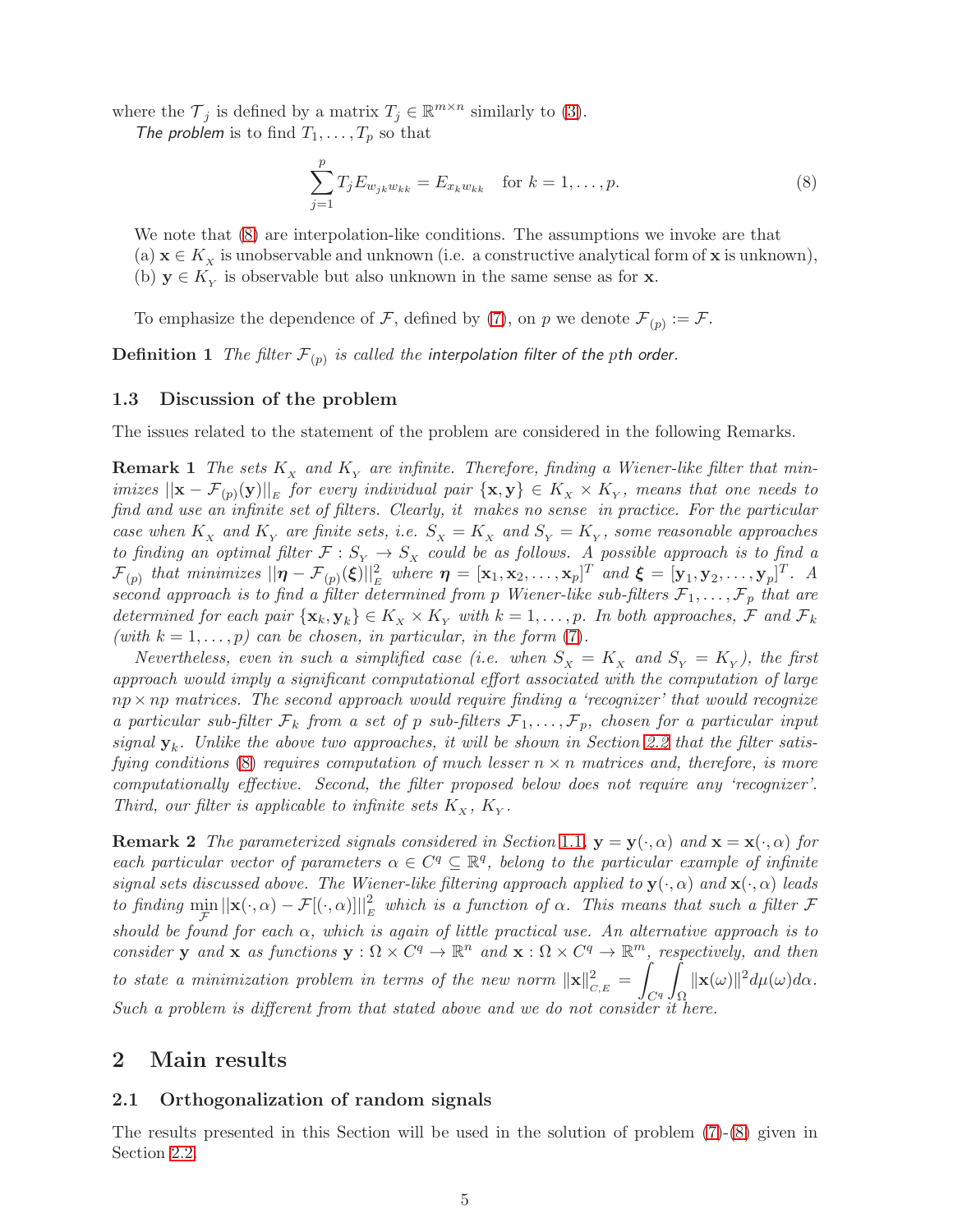where the $\mathcal{T}_j$ is defined by a matrix $T_j \in \mathbb{R}^{m\times n}$ similarly to (3).

*The problem* is to find $T_1, \ldots, T_p$ so that

$$\sum_{j=1}^{p} T_j E_{w_{jk}w_{kk}} = E_{x_k w_{kk}} \quad \text{for } k = 1, \ldots, p. \tag{8}$$

We note that (8) are interpolation-like conditions. The assumptions we invoke are that
(a) $\mathbf{x} \in K_X$ is unobservable and unknown (i.e. a constructive analytical form of $\mathbf{x}$ is unknown),
(b) $\mathbf{y} \in K_Y$ is observable but also unknown in the same sense as for $\mathbf{x}$.

To emphasize the dependence of $\mathcal{F}$, defined by (7), on $p$ we denote $\mathcal{F}_{(p)} := \mathcal{F}$.

**Definition 1** *The filter $\mathcal{F}_{(p)}$ is called the interpolation filter of the $p$th order.*

### 1.3 Discussion of the problem

The issues related to the statement of the problem are considered in the following Remarks.

**Remark 1** *The sets $K_X$ and $K_Y$ are infinite. Therefore, finding a Wiener-like filter that minimizes $||\mathbf{x} - \mathcal{F}_{(p)}(\mathbf{y})||_E$ for every individual pair $\{\mathbf{x}, \mathbf{y}\} \in K_X \times K_Y$, means that one needs to find and use an infinite set of filters. Clearly, it makes no sense in practice. For the particular case when $K_X$ and $K_Y$ are finite sets, i.e. $S_X = K_X$ and $S_Y = K_Y$, some reasonable approaches to finding an optimal filter $\mathcal{F} : S_Y \to S_X$ could be as follows. A possible approach is to find a $\mathcal{F}_{(p)}$ that minimizes $||\boldsymbol{\eta} - \mathcal{F}_{(p)}(\boldsymbol{\xi})||^2_E$ where $\boldsymbol{\eta} = [\mathbf{x}_1, \mathbf{x}_2, \ldots, \mathbf{x}_p]^T$ and $\boldsymbol{\xi} = [\mathbf{y}_1, \mathbf{y}_2, \ldots, \mathbf{y}_p]^T$. A second approach is to find a filter determined from $p$ Wiener-like sub-filters $\mathcal{F}_1, \ldots, \mathcal{F}_p$ that are determined for each pair $\{\mathbf{x}_k, \mathbf{y}_k\} \in K_X \times K_Y$ with $k = 1, \ldots, p$. In both approaches, $\mathcal{F}$ and $\mathcal{F}_k$ (with $k = 1, \ldots, p$) can be chosen, in particular, in the form (7).*

*Nevertheless, even in such a simplified case (i.e. when $S_X = K_X$ and $S_Y = K_Y$), the first approach would imply a significant computational effort associated with the computation of large $np \times np$ matrices. The second approach would require finding a 'recognizer' that would recognize a particular sub-filter $\mathcal{F}_k$ from a set of $p$ sub-filters $\mathcal{F}_1, \ldots, \mathcal{F}_p$, chosen for a particular input signal $\mathbf{y}_k$. Unlike the above two approaches, it will be shown in Section 2.2 that the filter satisfying conditions (8) requires computation of much lesser $n \times n$ matrices and, therefore, is more computationally effective. Second, the filter proposed below does not require any 'recognizer'. Third, our filter is applicable to infinite sets $K_X$, $K_Y$.*

**Remark 2** *The parameterized signals considered in Section 1.1, $\mathbf{y} = \mathbf{y}(\cdot, \alpha)$ and $\mathbf{x} = \mathbf{x}(\cdot, \alpha)$ for each particular vector of parameters $\alpha \in C^q \subseteq \mathbb{R}^q$, belong to the particular example of infinite signal sets discussed above. The Wiener-like filtering approach applied to $\mathbf{y}(\cdot, \alpha)$ and $\mathbf{x}(\cdot, \alpha)$ leads to finding $\min_{\mathcal{F}} ||\mathbf{x}(\cdot, \alpha) - \mathcal{F}[(\cdot, \alpha)]||^2_E$ which is a function of $\alpha$. This means that such a filter $\mathcal{F}$ should be found for each $\alpha$, which is again of little practical use. An alternative approach is to consider $\mathbf{y}$ and $\mathbf{x}$ as functions $\mathbf{y} : \Omega \times C^q \to \mathbb{R}^n$ and $\mathbf{x} : \Omega \times C^q \to \mathbb{R}^m$, respectively, and then to state a minimization problem in terms of the new norm $\|\mathbf{x}\|^2_{C,E} = \displaystyle\int_{C^q}\int_{\Omega} \|\mathbf{x}(\omega)\|^2 d\mu(\omega) d\alpha$. Such a problem is different from that stated above and we do not consider it here.*

## 2 Main results

### 2.1 Orthogonalization of random signals

The results presented in this Section will be used in the solution of problem (7)-(8) given in Section 2.2.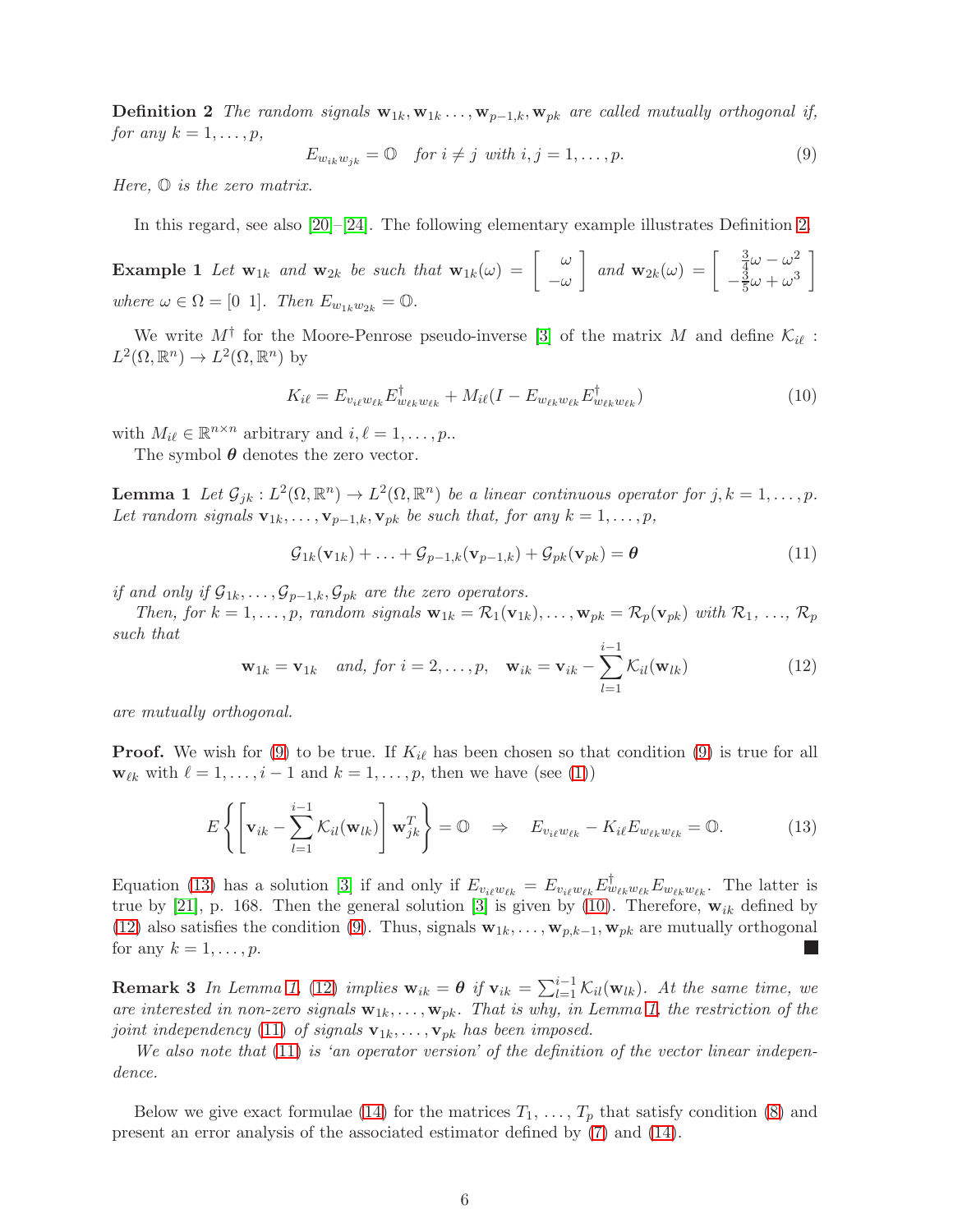**Definition 2** *The random signals* $\mathbf{w}_{1k}, \mathbf{w}_{1k} \ldots, \mathbf{w}_{p-1,k}, \mathbf{w}_{pk}$ *are called mutually orthogonal if, for any* $k = 1, \ldots, p$,

$$E_{w_{ik}w_{jk}} = \mathbb{O} \quad \textit{for } i \neq j \textit{ with } i, j = 1, \ldots, p. \tag{9}$$

*Here,* $\mathbb{O}$ *is the zero matrix.*

In this regard, see also [20]–[24]. The following elementary example illustrates Definition 2.

**Example 1** *Let* $\mathbf{w}_{1k}$ *and* $\mathbf{w}_{2k}$ *be such that* $\mathbf{w}_{1k}(\omega) = \begin{bmatrix} \omega \\ -\omega \end{bmatrix}$ *and* $\mathbf{w}_{2k}(\omega) = \begin{bmatrix} \frac{3}{4}\omega - \omega^2 \\ -\frac{3}{5}\omega + \omega^3 \end{bmatrix}$ *where* $\omega \in \Omega = [0 \;\, 1]$*. Then* $E_{w_{1k}w_{2k}} = \mathbb{O}$.

We write $M^\dagger$ for the Moore-Penrose pseudo-inverse [3] of the matrix $M$ and define $\mathcal{K}_{i\ell} : L^2(\Omega, \mathbb{R}^n) \to L^2(\Omega, \mathbb{R}^n)$ by

$$K_{i\ell} = E_{v_{i\ell}w_{\ell k}} E^\dagger_{w_{\ell k}w_{\ell k}} + M_{i\ell}(I - E_{w_{\ell k}w_{\ell k}} E^\dagger_{w_{\ell k}w_{\ell k}}) \tag{10}$$

with $M_{i\ell} \in \mathbb{R}^{n \times n}$ arbitrary and $i, \ell = 1, \ldots, p$..

The symbol $\boldsymbol{\theta}$ denotes the zero vector.

**Lemma 1** *Let* $\mathcal{G}_{jk} : L^2(\Omega, \mathbb{R}^n) \to L^2(\Omega, \mathbb{R}^n)$ *be a linear continuous operator for* $j, k = 1, \ldots, p$*. Let random signals* $\mathbf{v}_{1k}, \ldots, \mathbf{v}_{p-1,k}, \mathbf{v}_{pk}$ *be such that, for any* $k = 1, \ldots, p$,

$$\mathcal{G}_{1k}(\mathbf{v}_{1k}) + \ldots + \mathcal{G}_{p-1,k}(\mathbf{v}_{p-1,k}) + \mathcal{G}_{pk}(\mathbf{v}_{pk}) = \boldsymbol{\theta} \tag{11}$$

*if and only if* $\mathcal{G}_{1k}, \ldots, \mathcal{G}_{p-1,k}, \mathcal{G}_{pk}$ *are the zero operators.*

*Then, for* $k = 1, \ldots, p$*, random signals* $\mathbf{w}_{1k} = \mathcal{R}_1(\mathbf{v}_{1k}), \ldots, \mathbf{w}_{pk} = \mathcal{R}_p(\mathbf{v}_{pk})$ *with* $\mathcal{R}_1, \ldots, \mathcal{R}_p$ *such that*

$$\mathbf{w}_{1k} = \mathbf{v}_{1k} \quad \textit{and, for } i = 2, \ldots, p, \quad \mathbf{w}_{ik} = \mathbf{v}_{ik} - \sum_{l=1}^{i-1} \mathcal{K}_{il}(\mathbf{w}_{lk}) \tag{12}$$

*are mutually orthogonal.*

**Proof.** We wish for (9) to be true. If $K_{i\ell}$ has been chosen so that condition (9) is true for all $\mathbf{w}_{\ell k}$ with $\ell = 1, \ldots, i-1$ and $k = 1, \ldots, p$, then we have (see (1))

$$E\left\{\left[\mathbf{v}_{ik} - \sum_{l=1}^{i-1} \mathcal{K}_{il}(\mathbf{w}_{lk})\right] \mathbf{w}_{jk}^T\right\} = \mathbb{O} \quad \Rightarrow \quad E_{v_{i\ell}w_{\ell k}} - K_{i\ell} E_{w_{\ell k}w_{\ell k}} = \mathbb{O}. \tag{13}$$

Equation (13) has a solution [3] if and only if $E_{v_{i\ell}w_{\ell k}} = E_{v_{i\ell}w_{\ell k}} E^\dagger_{w_{\ell k}w_{\ell k}} E_{w_{\ell k}w_{\ell k}}$. The latter is true by [21], p. 168. Then the general solution [3] is given by (10). Therefore, $\mathbf{w}_{ik}$ defined by (12) also satisfies the condition (9). Thus, signals $\mathbf{w}_{1k}, \ldots, \mathbf{w}_{p,k-1}, \mathbf{w}_{pk}$ are mutually orthogonal for any $k = 1, \ldots, p$. ■

**Remark 3** *In Lemma 1, (12) implies* $\mathbf{w}_{ik} = \boldsymbol{\theta}$ *if* $\mathbf{v}_{ik} = \sum_{l=1}^{i-1} \mathcal{K}_{il}(\mathbf{w}_{lk})$*. At the same time, we are interested in non-zero signals* $\mathbf{w}_{1k}, \ldots, \mathbf{w}_{pk}$*. That is why, in Lemma 1, the restriction of the joint independency (11) of signals* $\mathbf{v}_{1k}, \ldots, \mathbf{v}_{pk}$ *has been imposed.*

*We also note that (11) is 'an operator version' of the definition of the vector linear independence.*

Below we give exact formulae (14) for the matrices $T_1, \ldots, T_p$ that satisfy condition (8) and present an error analysis of the associated estimator defined by (7) and (14).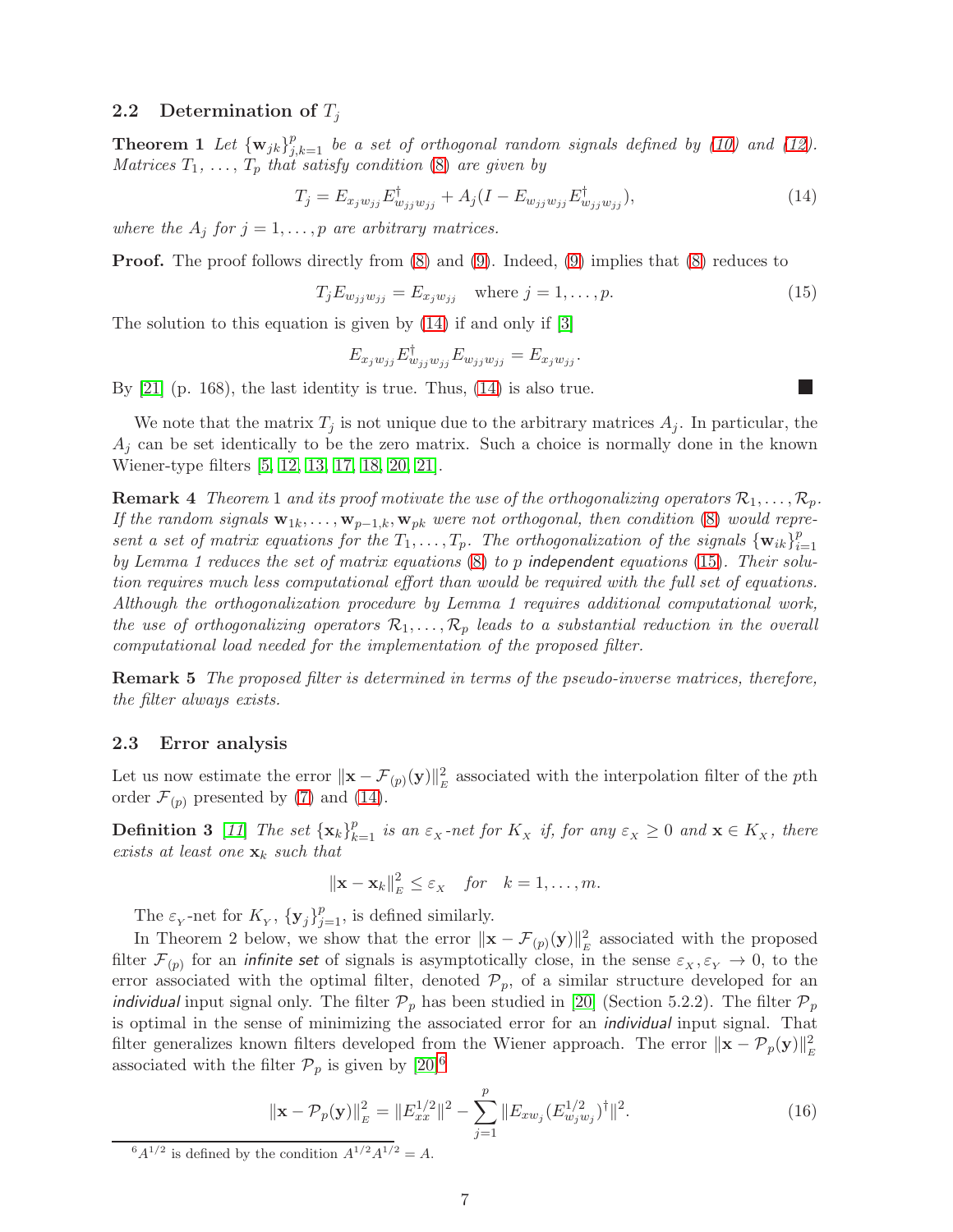### 2.2 Determination of $T_j$

**Theorem 1** *Let $\{\mathbf{w}_{jk}\}_{j,k=1}^{p}$ be a set of orthogonal random signals defined by (10) and (12). Matrices $T_1, \ldots, T_p$ that satisfy condition (8) are given by*

$$T_j = E_{x_j w_{jj}} E^{\dagger}_{w_{jj} w_{jj}} + A_j (I - E_{w_{jj} w_{jj}} E^{\dagger}_{w_{jj} w_{jj}}), \tag{14}$$

*where the $A_j$ for $j = 1, \ldots, p$ are arbitrary matrices.*

**Proof.** The proof follows directly from (8) and (9). Indeed, (9) implies that (8) reduces to

$$T_j E_{w_{jj} w_{jj}} = E_{x_j w_{jj}} \quad \text{where } j = 1, \ldots, p. \tag{15}$$

The solution to this equation is given by (14) if and only if [3]

$$E_{x_j w_{jj}} E^{\dagger}_{w_{jj} w_{jj}} E_{w_{jj} w_{jj}} = E_{x_j w_{jj}}.$$

By [21] (p. 168), the last identity is true. Thus, (14) is also true. ∎

We note that the matrix $T_j$ is not unique due to the arbitrary matrices $A_j$. In particular, the $A_j$ can be set identically to be the zero matrix. Such a choice is normally done in the known Wiener-type filters [5, 12, 13, 17, 18, 20, 21].

**Remark 4** *Theorem 1 and its proof motivate the use of the orthogonalizing operators $\mathcal{R}_1, \ldots, \mathcal{R}_p$. If the random signals $\mathbf{w}_{1k}, \ldots, \mathbf{w}_{p-1,k}, \mathbf{w}_{pk}$ were not orthogonal, then condition (8) would represent a set of matrix equations for the $T_1, \ldots, T_p$. The orthogonalization of the signals $\{\mathbf{w}_{ik}\}_{i=1}^{p}$ by Lemma 1 reduces the set of matrix equations (8) to $p$ independent equations (15). Their solution requires much less computational effort than would be required with the full set of equations. Although the orthogonalization procedure by Lemma 1 requires additional computational work, the use of orthogonalizing operators $\mathcal{R}_1, \ldots, \mathcal{R}_p$ leads to a substantial reduction in the overall computational load needed for the implementation of the proposed filter.*

**Remark 5** *The proposed filter is determined in terms of the pseudo-inverse matrices, therefore, the filter always exists.*

### 2.3 Error analysis

Let us now estimate the error $\|\mathbf{x} - \mathcal{F}_{(p)}(\mathbf{y})\|^2_E$ associated with the interpolation filter of the $p$th order $\mathcal{F}_{(p)}$ presented by (7) and (14).

**Definition 3** [11] *The set $\{\mathbf{x}_k\}_{k=1}^{p}$ is an $\varepsilon_X$-net for $K_X$ if, for any $\varepsilon_X \geq 0$ and $\mathbf{x} \in K_X$, there exists at least one $\mathbf{x}_k$ such that*

$$\|\mathbf{x} - \mathbf{x}_k\|^2_E \leq \varepsilon_X \quad \text{for} \quad k = 1, \ldots, m.$$

The $\varepsilon_Y$-net for $K_Y$, $\{\mathbf{y}_j\}_{j=1}^{p}$, is defined similarly.

In Theorem 2 below, we show that the error $\|\mathbf{x} - \mathcal{F}_{(p)}(\mathbf{y})\|^2_E$ associated with the proposed filter $\mathcal{F}_{(p)}$ for an *infinite set* of signals is asymptotically close, in the sense $\varepsilon_X, \varepsilon_Y \to 0$, to the error associated with the optimal filter, denoted $\mathcal{P}_p$, of a similar structure developed for an *individual* input signal only. The filter $\mathcal{P}_p$ has been studied in [20] (Section 5.2.2). The filter $\mathcal{P}_p$ is optimal in the sense of minimizing the associated error for an *individual* input signal. That filter generalizes known filters developed from the Wiener approach. The error $\|\mathbf{x} - \mathcal{P}_p(\mathbf{y})\|^2_E$ associated with the filter $\mathcal{P}_p$ is given by [20][6]

$$\|\mathbf{x} - \mathcal{P}_p(\mathbf{y})\|^2_E = \|E^{1/2}_{xx}\|^2 - \sum_{j=1}^{p} \|E_{x w_j} (E^{1/2}_{w_j w_j})^{\dagger}\|^2. \tag{16}$$

[6] $A^{1/2}$ is defined by the condition $A^{1/2} A^{1/2} = A$.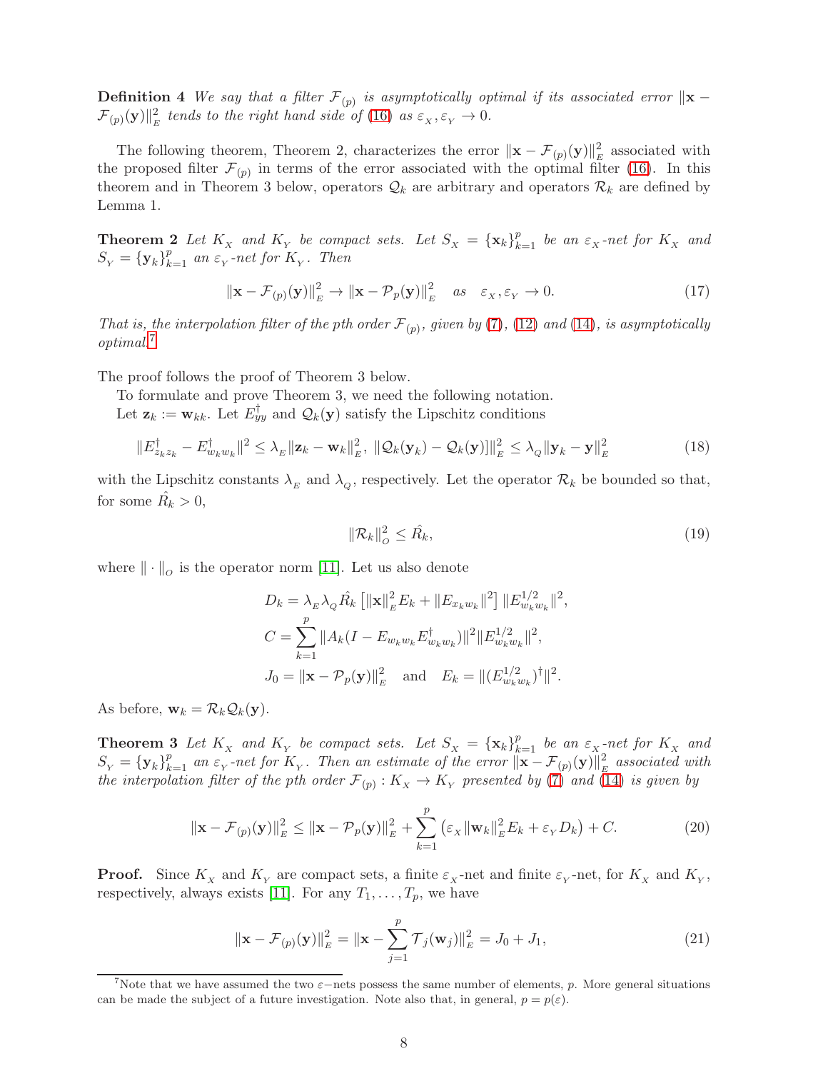**Definition 4** *We say that a filter $\mathcal{F}_{(p)}$ is asymptotically optimal if its associated error $\|\mathbf{x} - \mathcal{F}_{(p)}(\mathbf{y})\|^2_E$ tends to the right hand side of (16) as $\varepsilon_X, \varepsilon_Y \to 0$.*

The following theorem, Theorem 2, characterizes the error $\|\mathbf{x} - \mathcal{F}_{(p)}(\mathbf{y})\|^2_E$ associated with the proposed filter $\mathcal{F}_{(p)}$ in terms of the error associated with the optimal filter (16). In this theorem and in Theorem 3 below, operators $\mathcal{Q}_k$ are arbitrary and operators $\mathcal{R}_k$ are defined by Lemma 1.

**Theorem 2** *Let $K_X$ and $K_Y$ be compact sets. Let $S_X = \{\mathbf{x}_k\}_{k=1}^p$ be an $\varepsilon_X$-net for $K_X$ and $S_Y = \{\mathbf{y}_k\}_{k=1}^p$ an $\varepsilon_Y$-net for $K_Y$. Then*

$$\|\mathbf{x} - \mathcal{F}_{(p)}(\mathbf{y})\|^2_E \to \|\mathbf{x} - \mathcal{P}_p(\mathbf{y})\|^2_E \quad as \quad \varepsilon_X, \varepsilon_Y \to 0. \tag{17}$$

*That is, the interpolation filter of the pth order $\mathcal{F}_{(p)}$, given by (7), (12) and (14), is asymptotically optimal.*[7]

The proof follows the proof of Theorem 3 below.

To formulate and prove Theorem 3, we need the following notation.

Let $\mathbf{z}_k := \mathbf{w}_{kk}$. Let $E^\dagger_{yy}$ and $\mathcal{Q}_k(\mathbf{y})$ satisfy the Lipschitz conditions

$$\|E^\dagger_{z_k z_k} - E^\dagger_{w_k w_k}\|^2 \le \lambda_E \|\mathbf{z}_k - \mathbf{w}_k\|^2_E, \; \|\mathcal{Q}_k(\mathbf{y}_k) - \mathcal{Q}_k(\mathbf{y})]\|^2_E \le \lambda_Q \|\mathbf{y}_k - \mathbf{y}\|^2_E \tag{18}$$

with the Lipschitz constants $\lambda_E$ and $\lambda_Q$, respectively. Let the operator $\mathcal{R}_k$ be bounded so that, for some $\hat{R}_k > 0$,

$$\|\mathcal{R}_k\|^2_O \le \hat{R}_k, \tag{19}$$

where $\|\cdot\|_O$ is the operator norm [11]. Let us also denote

$$D_k = \lambda_E \lambda_Q \hat{R}_k \left[\|\mathbf{x}\|^2_E E_k + \|E_{x_k w_k}\|^2\right] \|E^{1/2}_{w_k w_k}\|^2,$$

$$C = \sum_{k=1}^p \|A_k(I - E_{w_k w_k} E^\dagger_{w_k w_k})\|^2 \|E^{1/2}_{w_k w_k}\|^2,$$

$$J_0 = \|\mathbf{x} - \mathcal{P}_p(\mathbf{y})\|^2_E \quad \text{and} \quad E_k = \|(E^{1/2}_{w_k w_k})^\dagger\|^2.$$

As before, $\mathbf{w}_k = \mathcal{R}_k \mathcal{Q}_k(\mathbf{y})$.

**Theorem 3** *Let $K_X$ and $K_Y$ be compact sets. Let $S_X = \{\mathbf{x}_k\}_{k=1}^p$ be an $\varepsilon_X$-net for $K_X$ and $S_Y = \{\mathbf{y}_k\}_{k=1}^p$ an $\varepsilon_Y$-net for $K_Y$. Then an estimate of the error $\|\mathbf{x} - \mathcal{F}_{(p)}(\mathbf{y})\|^2_E$ associated with the interpolation filter of the pth order $\mathcal{F}_{(p)} : K_X \to K_Y$ presented by (7) and (14) is given by*

$$\|\mathbf{x} - \mathcal{F}_{(p)}(\mathbf{y})\|^2_E \le \|\mathbf{x} - \mathcal{P}_p(\mathbf{y})\|^2_E + \sum_{k=1}^p \left(\varepsilon_X \|\mathbf{w}_k\|^2_E E_k + \varepsilon_Y D_k\right) + C. \tag{20}$$

**Proof.** Since $K_X$ and $K_Y$ are compact sets, a finite $\varepsilon_X$-net and finite $\varepsilon_Y$-net, for $K_X$ and $K_Y$, respectively, always exists [11]. For any $T_1, \ldots, T_p$, we have

$$\|\mathbf{x} - \mathcal{F}_{(p)}(\mathbf{y})\|^2_E = \|\mathbf{x} - \sum_{j=1}^p \mathcal{T}_j(\mathbf{w}_j)\|^2_E = J_0 + J_1, \tag{21}$$

[7] Note that we have assumed the two $\varepsilon$−nets possess the same number of elements, $p$. More general situations can be made the subject of a future investigation. Note also that, in general, $p = p(\varepsilon)$.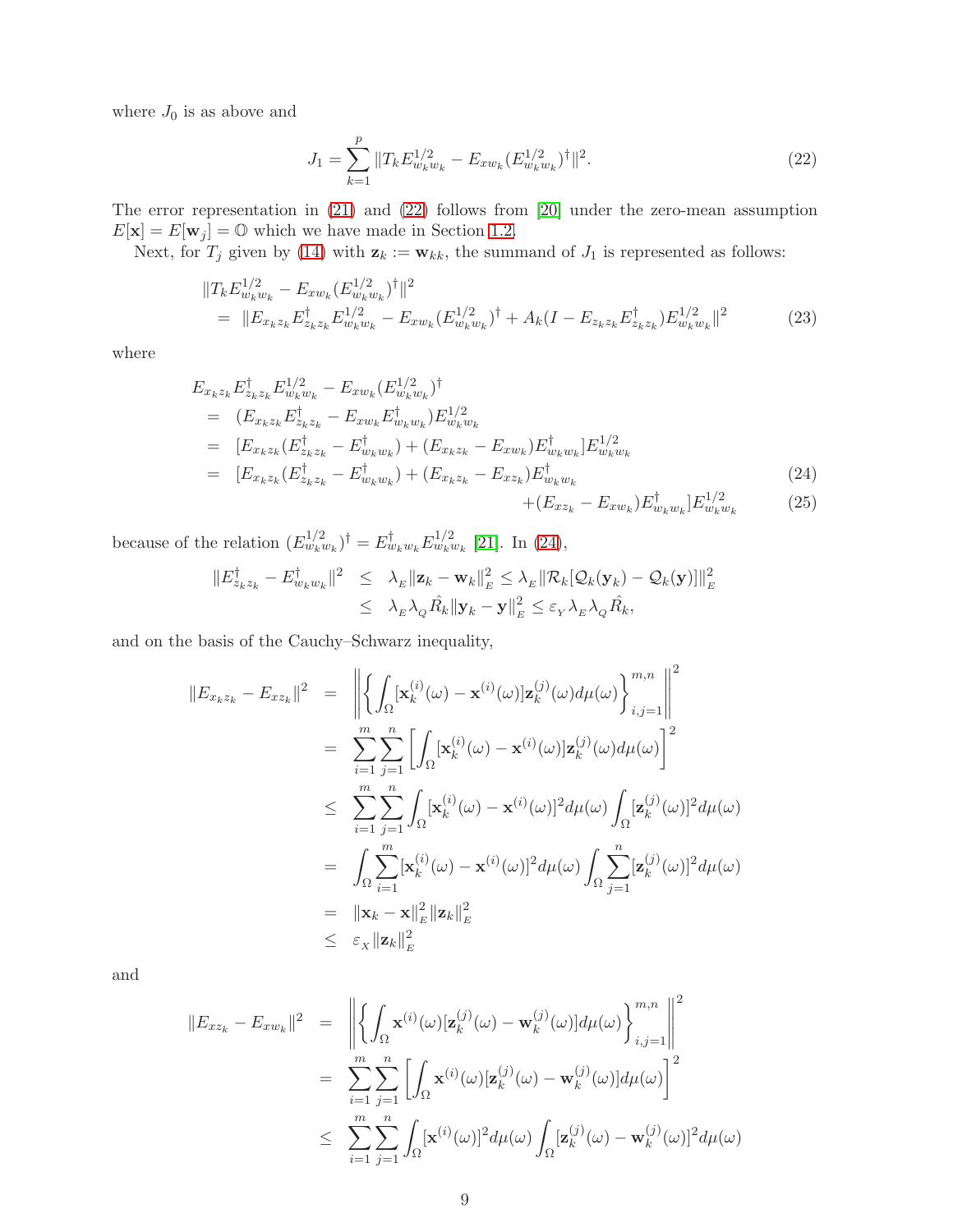where $J_0$ is as above and

$$J_1 = \sum_{k=1}^{p} \|T_k E_{w_k w_k}^{1/2} - E_{x w_k} (E_{w_k w_k}^{1/2})^\dagger\|^2. \tag{22}$$

The error representation in (21) and (22) follows from [20] under the zero-mean assumption $E[\mathbf{x}] = E[\mathbf{w}_j] = \mathbb{O}$ which we have made in Section 1.2.

Next, for $T_j$ given by (14) with $\mathbf{z}_k := \mathbf{w}_{kk}$, the summand of $J_1$ is represented as follows:

$$\begin{aligned}
&\|T_k E_{w_k w_k}^{1/2} - E_{x w_k}(E_{w_k w_k}^{1/2})^\dagger\|^2 \\
&= \|E_{x_k z_k} E_{z_k z_k}^\dagger E_{w_k w_k}^{1/2} - E_{x w_k}(E_{w_k w_k}^{1/2})^\dagger + A_k (I - E_{z_k z_k} E_{z_k z_k}^\dagger) E_{w_k w_k}^{1/2}\|^2
\end{aligned} \tag{23}$$

where

$$\begin{aligned}
&E_{x_k z_k} E_{z_k z_k}^\dagger E_{w_k w_k}^{1/2} - E_{x w_k}(E_{w_k w_k}^{1/2})^\dagger \\
&= (E_{x_k z_k} E_{z_k z_k}^\dagger - E_{x w_k} E_{w_k w_k}^\dagger) E_{w_k w_k}^{1/2} \\
&= [E_{x_k z_k}(E_{z_k z_k}^\dagger - E_{w_k w_k}^\dagger) + (E_{x_k z_k} - E_{x w_k}) E_{w_k w_k}^\dagger] E_{w_k w_k}^{1/2} \\
&= [E_{x_k z_k}(E_{z_k z_k}^\dagger - E_{w_k w_k}^\dagger) + (E_{x_k z_k} - E_{x z_k}) E_{w_k w_k}^\dagger \qquad (24)\\
&\qquad + (E_{x z_k} - E_{x w_k}) E_{w_k w_k}^\dagger] E_{w_k w_k}^{1/2} \qquad (25)
\end{aligned}$$

because of the relation $(E_{w_k w_k}^{1/2})^\dagger = E_{w_k w_k}^\dagger E_{w_k w_k}^{1/2}$ [21]. In (24),

$$\begin{aligned}
\|E_{z_k z_k}^\dagger - E_{w_k w_k}^\dagger\|^2 &\leq \lambda_{E} \|\mathbf{z}_k - \mathbf{w}_k\|_{E}^2 \leq \lambda_{E} \|\mathcal{R}_k[\mathcal{Q}_k(\mathbf{y}_k) - \mathcal{Q}_k(\mathbf{y})]\|_{E}^2 \\
&\leq \lambda_{E} \lambda_{Q} \hat{R}_k \|\mathbf{y}_k - \mathbf{y}\|_{E}^2 \leq \varepsilon_{Y} \lambda_{E} \lambda_{Q} \hat{R}_k,
\end{aligned}$$

and on the basis of the Cauchy–Schwarz inequality,

$$\begin{aligned}
\|E_{x_k z_k} - E_{x z_k}\|^2 &= \left\| \left\{ \int_\Omega [\mathbf{x}_k^{(i)}(\omega) - \mathbf{x}^{(i)}(\omega)] \mathbf{z}_k^{(j)}(\omega) d\mu(\omega) \right\}_{i,j=1}^{m,n} \right\|^2 \\
&= \sum_{i=1}^{m} \sum_{j=1}^{n} \left[ \int_\Omega [\mathbf{x}_k^{(i)}(\omega) - \mathbf{x}^{(i)}(\omega)] \mathbf{z}_k^{(j)}(\omega) d\mu(\omega) \right]^2 \\
&\leq \sum_{i=1}^{m} \sum_{j=1}^{n} \int_\Omega [\mathbf{x}_k^{(i)}(\omega) - \mathbf{x}^{(i)}(\omega)]^2 d\mu(\omega) \int_\Omega [\mathbf{z}_k^{(j)}(\omega)]^2 d\mu(\omega) \\
&= \int_\Omega \sum_{i=1}^{m} [\mathbf{x}_k^{(i)}(\omega) - \mathbf{x}^{(i)}(\omega)]^2 d\mu(\omega) \int_\Omega \sum_{j=1}^{n} [\mathbf{z}_k^{(j)}(\omega)]^2 d\mu(\omega) \\
&= \|\mathbf{x}_k - \mathbf{x}\|_{E}^2 \|\mathbf{z}_k\|_{E}^2 \\
&\leq \varepsilon_{X} \|\mathbf{z}_k\|_{E}^2
\end{aligned}$$

and

$$\begin{aligned}
\|E_{x z_k} - E_{x w_k}\|^2 &= \left\| \left\{ \int_\Omega \mathbf{x}^{(i)}(\omega) [\mathbf{z}_k^{(j)}(\omega) - \mathbf{w}_k^{(j)}(\omega)] d\mu(\omega) \right\}_{i,j=1}^{m,n} \right\|^2 \\
&= \sum_{i=1}^{m} \sum_{j=1}^{n} \left[ \int_\Omega \mathbf{x}^{(i)}(\omega) [\mathbf{z}_k^{(j)}(\omega) - \mathbf{w}_k^{(j)}(\omega)] d\mu(\omega) \right]^2 \\
&\leq \sum_{i=1}^{m} \sum_{j=1}^{n} \int_\Omega [\mathbf{x}^{(i)}(\omega)]^2 d\mu(\omega) \int_\Omega [\mathbf{z}_k^{(j)}(\omega) - \mathbf{w}_k^{(j)}(\omega)]^2 d\mu(\omega)
\end{aligned}$$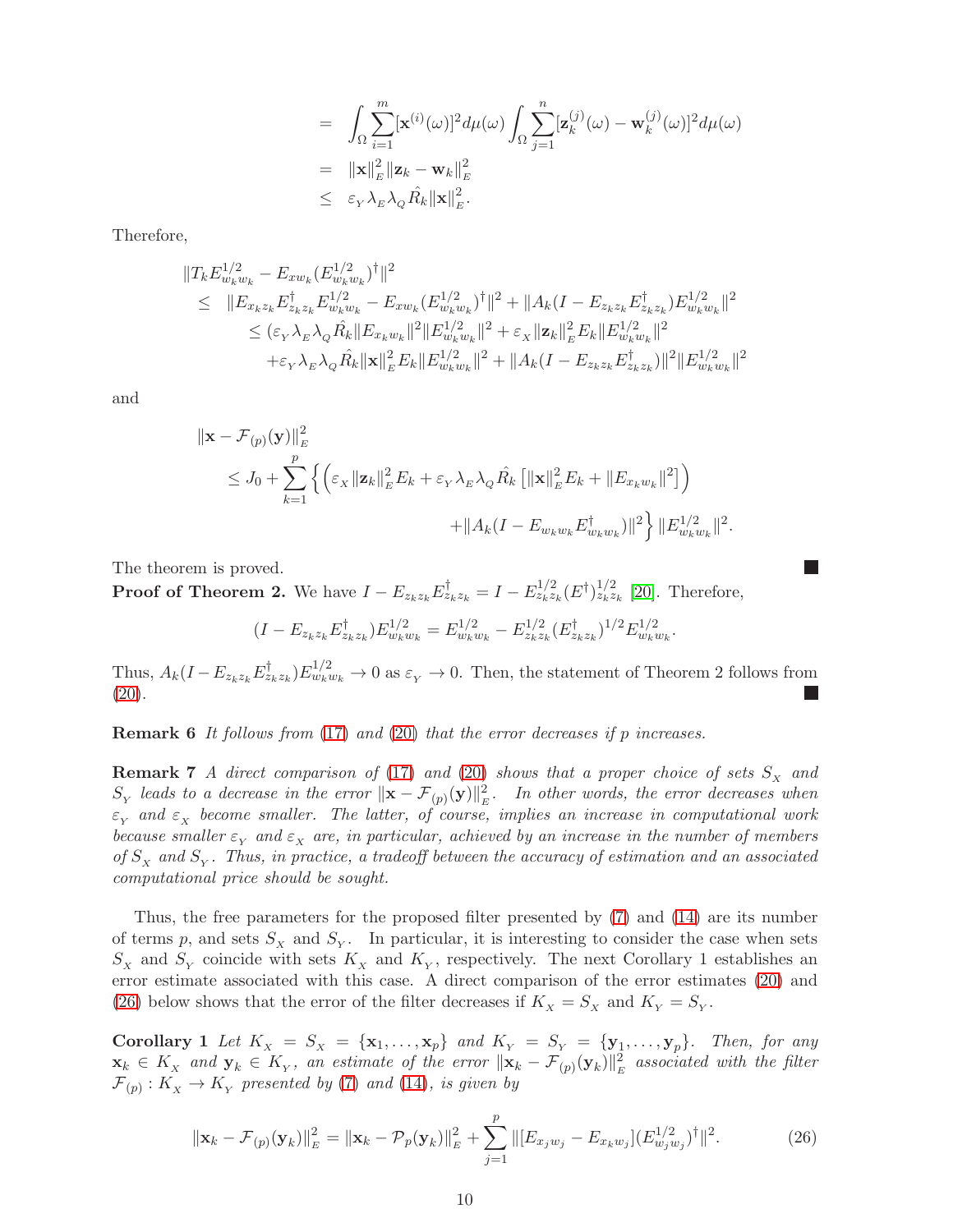$$
\begin{aligned}
&= \int_\Omega \sum_{i=1}^m [\mathbf{x}^{(i)}(\omega)]^2 d\mu(\omega) \int_\Omega \sum_{j=1}^n [\mathbf{z}_k^{(j)}(\omega) - \mathbf{w}_k^{(j)}(\omega)]^2 d\mu(\omega) \\
&= \|\mathbf{x}\|_E^2 \|\mathbf{z}_k - \mathbf{w}_k\|_E^2 \\
&\leq \varepsilon_Y \lambda_E \lambda_Q \hat{R}_k \|\mathbf{x}\|_E^2.
\end{aligned}
$$

Therefore,

$$
\begin{aligned}
&\|T_k E_{w_k w_k}^{1/2} - E_{x w_k} (E_{w_k w_k}^{1/2})^\dagger\|^2 \\
&\leq \|E_{x_k z_k} E_{z_k z_k}^\dagger E_{w_k w_k}^{1/2} - E_{x w_k} (E_{w_k w_k}^{1/2})^\dagger\|^2 + \|A_k (I - E_{z_k z_k} E_{z_k z_k}^\dagger) E_{w_k w_k}^{1/2}\|^2 \\
&\quad \leq (\varepsilon_Y \lambda_E \lambda_Q \hat{R}_k \|E_{x_k w_k}\|^2 \|E_{w_k w_k}^{1/2}\|^2 + \varepsilon_X \|\mathbf{z}_k\|_E^2 E_k \|E_{w_k w_k}^{1/2}\|^2 \\
&\quad\quad + \varepsilon_Y \lambda_E \lambda_Q \hat{R}_k \|\mathbf{x}\|_E^2 E_k \|E_{w_k w_k}^{1/2}\|^2 + \|A_k (I - E_{z_k z_k} E_{z_k z_k}^\dagger)\|^2 \|E_{w_k w_k}^{1/2}\|^2
\end{aligned}
$$

and

$$
\begin{aligned}
&\|\mathbf{x} - \mathcal{F}_{(p)}(\mathbf{y})\|_E^2 \\
&\quad \leq J_0 + \sum_{k=1}^p \Big\{ \Big( \varepsilon_X \|\mathbf{z}_k\|_E^2 E_k + \varepsilon_Y \lambda_E \lambda_Q \hat{R}_k \left[ \|\mathbf{x}\|_E^2 E_k + \|E_{x_k w_k}\|^2 \right] \Big) \\
&\quad\quad\quad\quad\quad\quad\quad\quad + \|A_k (I - E_{w_k w_k} E_{w_k w_k}^\dagger)\|^2 \Big\} \|E_{w_k w_k}^{1/2}\|^2.
\end{aligned}
$$

The theorem is proved. ∎

**Proof of Theorem 2.** We have $I - E_{z_k z_k} E_{z_k z_k}^\dagger = I - E_{z_k z_k}^{1/2} (E^\dagger)_{z_k z_k}^{1/2}$ [20]. Therefore,

$$
(I - E_{z_k z_k} E_{z_k z_k}^\dagger) E_{w_k w_k}^{1/2} = E_{w_k w_k}^{1/2} - E_{z_k z_k}^{1/2} (E_{z_k z_k}^\dagger)^{1/2} E_{w_k w_k}^{1/2}.
$$

Thus, $A_k (I - E_{z_k z_k} E_{z_k z_k}^\dagger) E_{w_k w_k}^{1/2} \to 0$ as $\varepsilon_Y \to 0$. Then, the statement of Theorem 2 follows from (20). ∎

**Remark 6** *It follows from (17) and (20) that the error decreases if $p$ increases.*

**Remark 7** *A direct comparison of (17) and (20) shows that a proper choice of sets $S_X$ and $S_Y$ leads to a decrease in the error $\|\mathbf{x} - \mathcal{F}_{(p)}(\mathbf{y})\|_E^2$. In other words, the error decreases when $\varepsilon_Y$ and $\varepsilon_X$ become smaller. The latter, of course, implies an increase in computational work because smaller $\varepsilon_Y$ and $\varepsilon_X$ are, in particular, achieved by an increase in the number of members of $S_X$ and $S_Y$. Thus, in practice, a tradeoff between the accuracy of estimation and an associated computational price should be sought.*

Thus, the free parameters for the proposed filter presented by (7) and (14) are its number of terms $p$, and sets $S_X$ and $S_Y$. In particular, it is interesting to consider the case when sets $S_X$ and $S_Y$ coincide with sets $K_X$ and $K_Y$, respectively. The next Corollary 1 establishes an error estimate associated with this case. A direct comparison of the error estimates (20) and (26) below shows that the error of the filter decreases if $K_X = S_X$ and $K_Y = S_Y$.

**Corollary 1** *Let $K_X = S_X = \{\mathbf{x}_1, \ldots, \mathbf{x}_p\}$ and $K_Y = S_Y = \{\mathbf{y}_1, \ldots, \mathbf{y}_p\}$. Then, for any $\mathbf{x}_k \in K_X$ and $\mathbf{y}_k \in K_Y$, an estimate of the error $\|\mathbf{x}_k - \mathcal{F}_{(p)}(\mathbf{y}_k)\|_E^2$ associated with the filter $\mathcal{F}_{(p)} : K_X \to K_Y$ presented by (7) and (14), is given by*

$$
\|\mathbf{x}_k - \mathcal{F}_{(p)}(\mathbf{y}_k)\|_E^2 = \|\mathbf{x}_k - \mathcal{P}_p(\mathbf{y}_k)\|_E^2 + \sum_{j=1}^p \|[E_{x_j w_j} - E_{x_k w_j}](E_{w_j w_j}^{1/2})^\dagger\|^2. \tag{26}
$$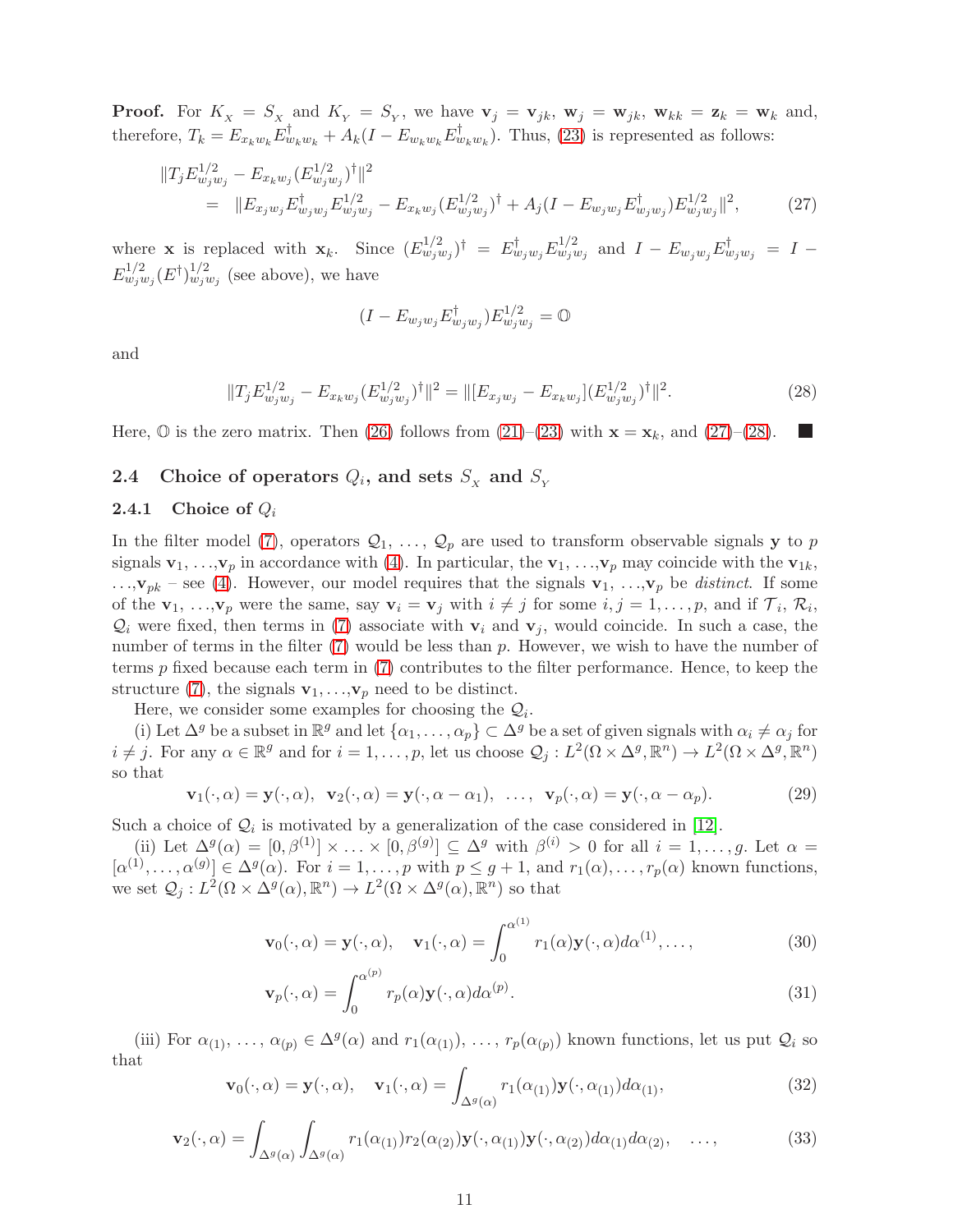**Proof.** For $K_X = S_X$ and $K_Y = S_Y$, we have $\mathbf{v}_j = \mathbf{v}_{jk}$, $\mathbf{w}_j = \mathbf{w}_{jk}$, $\mathbf{w}_{kk} = \mathbf{z}_k = \mathbf{w}_k$ and, therefore, $T_k = E_{x_k w_k} E^\dagger_{w_k w_k} + A_k(I - E_{w_k w_k} E^\dagger_{w_k w_k})$. Thus, (23) is represented as follows:

$$
\begin{aligned}
&\|T_j E^{1/2}_{w_j w_j} - E_{x_k w_j}(E^{1/2}_{w_j w_j})^\dagger\|^2 \\
&\quad = \|E_{x_j w_j} E^\dagger_{w_j w_j} E^{1/2}_{w_j w_j} - E_{x_k w_j}(E^{1/2}_{w_j w_j})^\dagger + A_j(I - E_{w_j w_j} E^\dagger_{w_j w_j}) E^{1/2}_{w_j w_j}\|^2, \qquad (27)
\end{aligned}
$$

where $\mathbf{x}$ is replaced with $\mathbf{x}_k$. Since $(E^{1/2}_{w_j w_j})^\dagger = E^\dagger_{w_j w_j} E^{1/2}_{w_j w_j}$ and $I - E_{w_j w_j} E^\dagger_{w_j w_j} = I - E^{1/2}_{w_j w_j}(E^\dagger)^{1/2}_{w_j w_j}$ (see above), we have

$$
(I - E_{w_j w_j} E^\dagger_{w_j w_j}) E^{1/2}_{w_j w_j} = \mathbb{O}
$$

and

$$
\|T_j E^{1/2}_{w_j w_j} - E_{x_k w_j}(E^{1/2}_{w_j w_j})^\dagger\|^2 = \|[E_{x_j w_j} - E_{x_k w_j}](E^{1/2}_{w_j w_j})^\dagger\|^2. \qquad (28)
$$

Here, $\mathbb{O}$ is the zero matrix. Then (26) follows from (21)–(23) with $\mathbf{x} = \mathbf{x}_k$, and (27)–(28). ■

### 2.4 Choice of operators $Q_i$, and sets $S_X$ and $S_Y$

#### 2.4.1 Choice of $Q_i$

In the filter model (7), operators $\mathcal{Q}_1, \ldots, \mathcal{Q}_p$ are used to transform observable signals $\mathbf{y}$ to $p$ signals $\mathbf{v}_1, \ldots, \mathbf{v}_p$ in accordance with (4). In particular, the $\mathbf{v}_1, \ldots, \mathbf{v}_p$ may coincide with the $\mathbf{v}_{1k}, \ldots, \mathbf{v}_{pk}$ – see (4). However, our model requires that the signals $\mathbf{v}_1, \ldots, \mathbf{v}_p$ be *distinct*. If some of the $\mathbf{v}_1, \ldots, \mathbf{v}_p$ were the same, say $\mathbf{v}_i = \mathbf{v}_j$ with $i \neq j$ for some $i, j = 1, \ldots, p$, and if $\mathcal{T}_i$, $\mathcal{R}_i$, $\mathcal{Q}_i$ were fixed, then terms in (7) associate with $\mathbf{v}_i$ and $\mathbf{v}_j$, would coincide. In such a case, the number of terms in the filter (7) would be less than $p$. However, we wish to have the number of terms $p$ fixed because each term in (7) contributes to the filter performance. Hence, to keep the structure (7), the signals $\mathbf{v}_1, \ldots, \mathbf{v}_p$ need to be distinct.

Here, we consider some examples for choosing the $\mathcal{Q}_i$.

(i) Let $\Delta^g$ be a subset in $\mathbb{R}^g$ and let $\{\alpha_1, \ldots, \alpha_p\} \subset \Delta^g$ be a set of given signals with $\alpha_i \neq \alpha_j$ for $i \neq j$. For any $\alpha \in \mathbb{R}^g$ and for $i = 1, \ldots, p$, let us choose $\mathcal{Q}_j : L^2(\Omega \times \Delta^g, \mathbb{R}^n) \to L^2(\Omega \times \Delta^g, \mathbb{R}^n)$ so that

$$
\mathbf{v}_1(\cdot, \alpha) = \mathbf{y}(\cdot, \alpha), \;\; \mathbf{v}_2(\cdot, \alpha) = \mathbf{y}(\cdot, \alpha - \alpha_1), \;\; \ldots, \;\; \mathbf{v}_p(\cdot, \alpha) = \mathbf{y}(\cdot, \alpha - \alpha_p). \qquad (29)
$$

Such a choice of $\mathcal{Q}_i$ is motivated by a generalization of the case considered in [12].

(ii) Let $\Delta^g(\alpha) = [0, \beta^{(1)}] \times \ldots \times [0, \beta^{(g)}] \subseteq \Delta^g$ with $\beta^{(i)} > 0$ for all $i = 1, \ldots, g$. Let $\alpha = [\alpha^{(1)}, \ldots, \alpha^{(g)}] \in \Delta^g(\alpha)$. For $i = 1, \ldots, p$ with $p \leq g + 1$, and $r_1(\alpha), \ldots, r_p(\alpha)$ known functions, we set $\mathcal{Q}_j : L^2(\Omega \times \Delta^g(\alpha), \mathbb{R}^n) \to L^2(\Omega \times \Delta^g(\alpha), \mathbb{R}^n)$ so that

$$
\mathbf{v}_0(\cdot, \alpha) = \mathbf{y}(\cdot, \alpha), \quad \mathbf{v}_1(\cdot, \alpha) = \int_0^{\alpha^{(1)}} r_1(\alpha)\mathbf{y}(\cdot, \alpha) d\alpha^{(1)}, \ldots, \qquad (30)
$$

$$
\mathbf{v}_p(\cdot, \alpha) = \int_0^{\alpha^{(p)}} r_p(\alpha)\mathbf{y}(\cdot, \alpha) d\alpha^{(p)}. \qquad (31)
$$

(iii) For $\alpha_{(1)}, \ldots, \alpha_{(p)} \in \Delta^g(\alpha)$ and $r_1(\alpha_{(1)}), \ldots, r_p(\alpha_{(p)})$ known functions, let us put $\mathcal{Q}_i$ so that

$$
\mathbf{v}_0(\cdot, \alpha) = \mathbf{y}(\cdot, \alpha), \quad \mathbf{v}_1(\cdot, \alpha) = \int_{\Delta^g(\alpha)} r_1(\alpha_{(1)})\mathbf{y}(\cdot, \alpha_{(1)}) d\alpha_{(1)}, \qquad (32)
$$

$$
\mathbf{v}_2(\cdot, \alpha) = \int_{\Delta^g(\alpha)} \int_{\Delta^g(\alpha)} r_1(\alpha_{(1)}) r_2(\alpha_{(2)}) \mathbf{y}(\cdot, \alpha_{(1)}) \mathbf{y}(\cdot, \alpha_{(2)}) d\alpha_{(1)} d\alpha_{(2)}, \quad \ldots, \qquad (33)
$$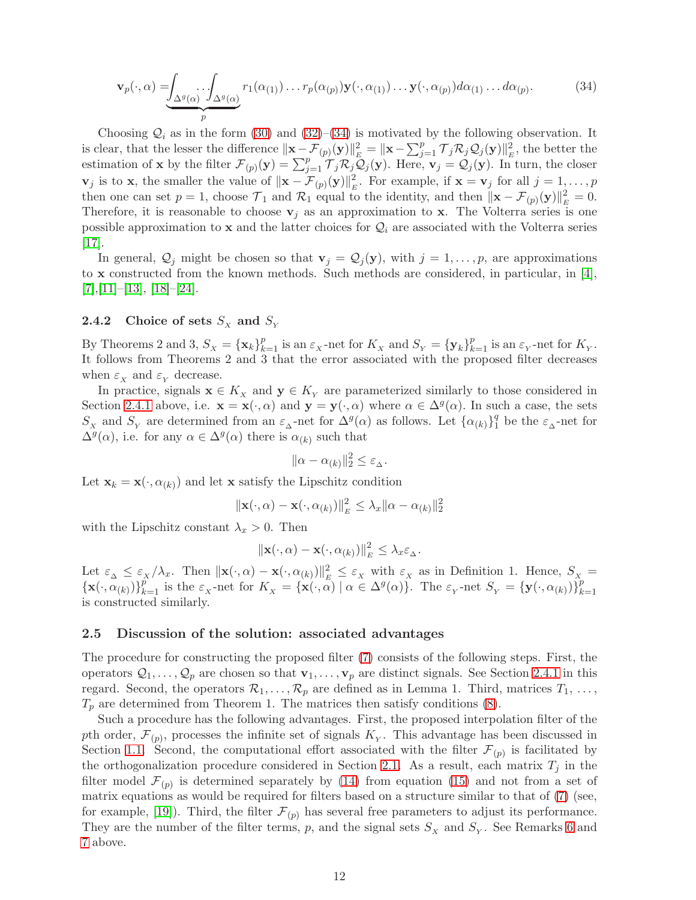$$\mathbf{v}_p(\cdot,\alpha) = \underbrace{\int_{\Delta^g(\alpha)} \dots \int_{\Delta^g(\alpha)}}_{p} r_1(\alpha_{(1)}) \dots r_p(\alpha_{(p)}) \mathbf{y}(\cdot,\alpha_{(1)}) \dots \mathbf{y}(\cdot,\alpha_{(p)}) d\alpha_{(1)} \dots d\alpha_{(p)}. \tag{34}$$

Choosing $\mathcal{Q}_i$ as in the form (30) and (32)–(34) is motivated by the following observation. It is clear, that the lesser the difference $\|\mathbf{x} - \mathcal{F}_{(p)}(\mathbf{y})\|_E^2 = \|\mathbf{x} - \sum_{j=1}^p \mathcal{T}_j \mathcal{R}_j \mathcal{Q}_j(\mathbf{y})\|_E^2$, the better the estimation of $\mathbf{x}$ by the filter $\mathcal{F}_{(p)}(\mathbf{y}) = \sum_{j=1}^p \mathcal{T}_j \mathcal{R}_j \mathcal{Q}_j(\mathbf{y})$. Here, $\mathbf{v}_j = \mathcal{Q}_j(\mathbf{y})$. In turn, the closer $\mathbf{v}_j$ is to $\mathbf{x}$, the smaller the value of $\|\mathbf{x} - \mathcal{F}_{(p)}(\mathbf{y})\|_E^2$. For example, if $\mathbf{x} = \mathbf{v}_j$ for all $j = 1, \dots, p$ then one can set $p = 1$, choose $\mathcal{T}_1$ and $\mathcal{R}_1$ equal to the identity, and then $\|\mathbf{x} - \mathcal{F}_{(p)}(\mathbf{y})\|_E^2 = 0$. Therefore, it is reasonable to choose $\mathbf{v}_j$ as an approximation to $\mathbf{x}$. The Volterra series is one possible approximation to $\mathbf{x}$ and the latter choices for $\mathcal{Q}_i$ are associated with the Volterra series [17].

In general, $\mathcal{Q}_j$ might be chosen so that $\mathbf{v}_j = \mathcal{Q}_j(\mathbf{y})$, with $j = 1, \dots, p$, are approximations to $\mathbf{x}$ constructed from the known methods. Such methods are considered, in particular, in [4], [7],[11]–[13], [18]–[24].

#### 2.4.2 Choice of sets $S_X$ and $S_Y$

By Theorems 2 and 3, $S_X = \{\mathbf{x}_k\}_{k=1}^p$ is an $\varepsilon_X$-net for $K_X$ and $S_Y = \{\mathbf{y}_k\}_{k=1}^p$ is an $\varepsilon_Y$-net for $K_Y$. It follows from Theorems 2 and 3 that the error associated with the proposed filter decreases when $\varepsilon_X$ and $\varepsilon_Y$ decrease.

In practice, signals $\mathbf{x} \in K_X$ and $\mathbf{y} \in K_Y$ are parameterized similarly to those considered in Section 2.4.1 above, i.e. $\mathbf{x} = \mathbf{x}(\cdot,\alpha)$ and $\mathbf{y} = \mathbf{y}(\cdot,\alpha)$ where $\alpha \in \Delta^g(\alpha)$. In such a case, the sets $S_X$ and $S_Y$ are determined from an $\varepsilon_\Delta$-net for $\Delta^g(\alpha)$ as follows. Let $\{\alpha_{(k)}\}_1^q$ be the $\varepsilon_\Delta$-net for $\Delta^g(\alpha)$, i.e. for any $\alpha \in \Delta^g(\alpha)$ there is $\alpha_{(k)}$ such that

$$\|\alpha - \alpha_{(k)}\|_2^2 \le \varepsilon_\Delta.$$

Let $\mathbf{x}_k = \mathbf{x}(\cdot,\alpha_{(k)})$ and let $\mathbf{x}$ satisfy the Lipschitz condition

$$\|\mathbf{x}(\cdot,\alpha) - \mathbf{x}(\cdot,\alpha_{(k)})\|_E^2 \le \lambda_x \|\alpha - \alpha_{(k)}\|_2^2$$

with the Lipschitz constant $\lambda_x > 0$. Then

$$\|\mathbf{x}(\cdot,\alpha) - \mathbf{x}(\cdot,\alpha_{(k)})\|_E^2 \le \lambda_x \varepsilon_\Delta.$$

Let $\varepsilon_\Delta \le \varepsilon_X/\lambda_x$. Then $\|\mathbf{x}(\cdot,\alpha) - \mathbf{x}(\cdot,\alpha_{(k)})\|_E^2 \le \varepsilon_X$ with $\varepsilon_X$ as in Definition 1. Hence, $S_X = \{\mathbf{x}(\cdot,\alpha_{(k)})\}_{k=1}^p$ is the $\varepsilon_X$-net for $K_X = \{\mathbf{x}(\cdot,\alpha) \mid \alpha \in \Delta^g(\alpha)\}$. The $\varepsilon_Y$-net $S_Y = \{\mathbf{y}(\cdot,\alpha_{(k)})\}_{k=1}^p$ is constructed similarly.

### 2.5 Discussion of the solution: associated advantages

The procedure for constructing the proposed filter (7) consists of the following steps. First, the operators $\mathcal{Q}_1, \dots, \mathcal{Q}_p$ are chosen so that $\mathbf{v}_1, \dots, \mathbf{v}_p$ are distinct signals. See Section 2.4.1 in this regard. Second, the operators $\mathcal{R}_1, \dots, \mathcal{R}_p$ are defined as in Lemma 1. Third, matrices $T_1, \dots, T_p$ are determined from Theorem 1. The matrices then satisfy conditions (8).

Such a procedure has the following advantages. First, the proposed interpolation filter of the $p$th order, $\mathcal{F}_{(p)}$, processes the infinite set of signals $K_Y$. This advantage has been discussed in Section 1.1. Second, the computational effort associated with the filter $\mathcal{F}_{(p)}$ is facilitated by the orthogonalization procedure considered in Section 2.1. As a result, each matrix $T_j$ in the filter model $\mathcal{F}_{(p)}$ is determined separately by (14) from equation (15) and not from a set of matrix equations as would be required for filters based on a structure similar to that of (7) (see, for example, [19]). Third, the filter $\mathcal{F}_{(p)}$ has several free parameters to adjust its performance. They are the number of the filter terms, $p$, and the signal sets $S_X$ and $S_Y$. See Remarks 6 and 7 above.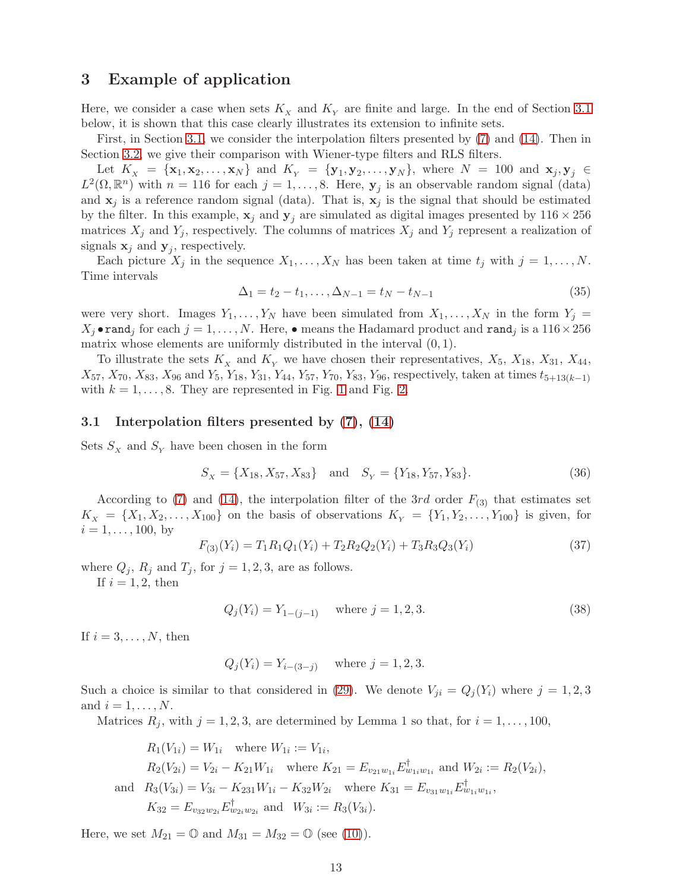## 3 Example of application

Here, we consider a case when sets $K_X$ and $K_Y$ are finite and large. In the end of Section 3.1 below, it is shown that this case clearly illustrates its extension to infinite sets.

First, in Section 3.1, we consider the interpolation filters presented by (7) and (14). Then in Section 3.2, we give their comparison with Wiener-type filters and RLS filters.

Let $K_X = \{\mathbf{x}_1, \mathbf{x}_2, \ldots, \mathbf{x}_N\}$ and $K_Y = \{\mathbf{y}_1, \mathbf{y}_2, \ldots, \mathbf{y}_N\}$, where $N = 100$ and $\mathbf{x}_j, \mathbf{y}_j \in L^2(\Omega, \mathbb{R}^n)$ with $n = 116$ for each $j = 1, \ldots, 8$. Here, $\mathbf{y}_j$ is an observable random signal (data) and $\mathbf{x}_j$ is a reference random signal (data). That is, $\mathbf{x}_j$ is the signal that should be estimated by the filter. In this example, $\mathbf{x}_j$ and $\mathbf{y}_j$ are simulated as digital images presented by $116 \times 256$ matrices $X_j$ and $Y_j$, respectively. The columns of matrices $X_j$ and $Y_j$ represent a realization of signals $\mathbf{x}_j$ and $\mathbf{y}_j$, respectively.

Each picture $X_j$ in the sequence $X_1, \ldots, X_N$ has been taken at time $t_j$ with $j = 1, \ldots, N$. Time intervals

$$\Delta_1 = t_2 - t_1, \ldots, \Delta_{N-1} = t_N - t_{N-1} \tag{35}$$

were very short. Images $Y_1, \ldots, Y_N$ have been simulated from $X_1, \ldots, X_N$ in the form $Y_j = X_j \bullet \texttt{rand}_j$ for each $j = 1, \ldots, N$. Here, $\bullet$ means the Hadamard product and $\texttt{rand}_j$ is a $116 \times 256$ matrix whose elements are uniformly distributed in the interval $(0, 1)$.

To illustrate the sets $K_X$ and $K_Y$ we have chosen their representatives, $X_5$, $X_{18}$, $X_{31}$, $X_{44}$, $X_{57}$, $X_{70}$, $X_{83}$, $X_{96}$ and $Y_5$, $Y_{18}$, $Y_{31}$, $Y_{44}$, $Y_{57}$, $Y_{70}$, $Y_{83}$, $Y_{96}$, respectively, taken at times $t_{5+13(k-1)}$ with $k = 1, \ldots, 8$. They are represented in Fig. 1 and Fig. 2.

### 3.1 Interpolation filters presented by (7), (14)

Sets $S_X$ and $S_Y$ have been chosen in the form

$$S_X = \{X_{18}, X_{57}, X_{83}\} \quad \text{and} \quad S_Y = \{Y_{18}, Y_{57}, Y_{83}\}. \tag{36}$$

According to (7) and (14), the interpolation filter of the $3rd$ order $F_{(3)}$ that estimates set $K_X = \{X_1, X_2, \ldots, X_{100}\}$ on the basis of observations $K_Y = \{Y_1, Y_2, \ldots, Y_{100}\}$ is given, for $i = 1, \ldots, 100$, by

$$F_{(3)}(Y_i) = T_1 R_1 Q_1(Y_i) + T_2 R_2 Q_2(Y_i) + T_3 R_3 Q_3(Y_i) \tag{37}$$

where $Q_j$, $R_j$ and $T_j$, for $j = 1, 2, 3$, are as follows.

If $i = 1, 2$, then

$$Q_j(Y_i) = Y_{1-(j-1)} \quad \text{where } j = 1, 2, 3. \tag{38}$$

If $i = 3, \ldots, N$, then

$$Q_j(Y_i) = Y_{i-(3-j)} \quad \text{where } j = 1, 2, 3.$$

Such a choice is similar to that considered in (29). We denote $V_{ji} = Q_j(Y_i)$ where $j = 1, 2, 3$ and $i = 1, \ldots, N$.

Matrices $R_j$, with $j = 1, 2, 3$, are determined by Lemma 1 so that, for $i = 1, \ldots, 100$,

$$\begin{aligned}
&R_1(V_{1i}) = W_{1i} \quad \text{where } W_{1i} := V_{1i},\\
&R_2(V_{2i}) = V_{2i} - K_{21} W_{1i} \quad \text{where } K_{21} = E_{v_{21} w_{1i}} E^{\dagger}_{w_{1i} w_{1i}} \text{ and } W_{2i} := R_2(V_{2i}),\\
\text{and} \quad &R_3(V_{3i}) = V_{3i} - K_{231} W_{1i} - K_{32} W_{2i} \quad \text{where } K_{31} = E_{v_{31} w_{1i}} E^{\dagger}_{w_{1i} w_{1i}},\\
&K_{32} = E_{v_{32} w_{2i}} E^{\dagger}_{w_{2i} w_{2i}} \text{ and } \; W_{3i} := R_3(V_{3i}).
\end{aligned}$$

Here, we set $M_{21} = \mathbb{O}$ and $M_{31} = M_{32} = \mathbb{O}$ (see (10)).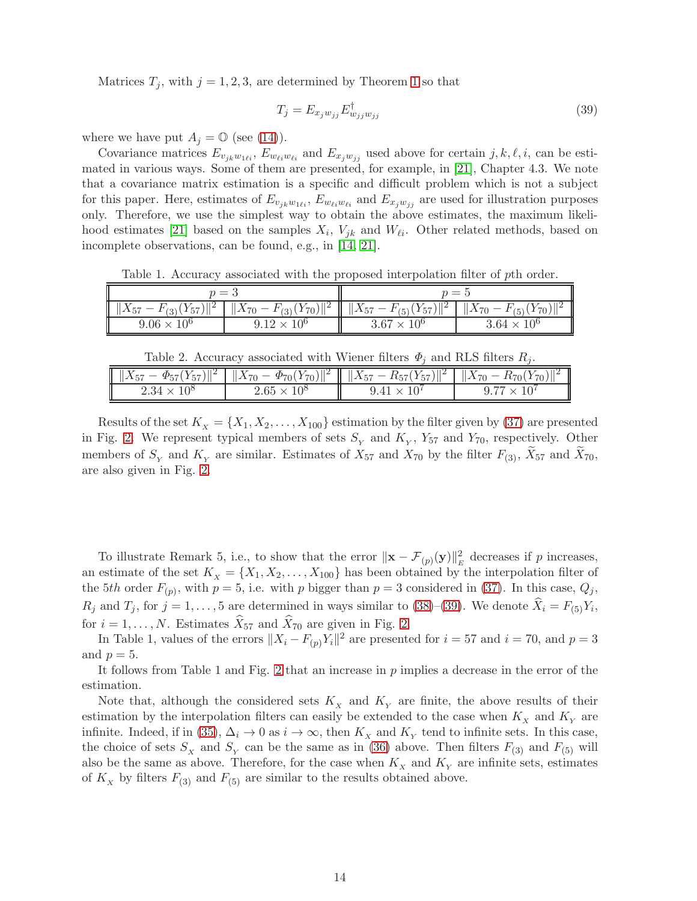Matrices $T_j$, with $j = 1, 2, 3$, are determined by Theorem 1 so that

$$T_j = E_{x_j w_{jj}} E^{\dagger}_{w_{jj} w_{jj}} \tag{39}$$

where we have put $A_j = \mathbb{O}$ (see (14)).

Covariance matrices $E_{v_{jk} w_{1\ell i}}$, $E_{w_{\ell i} w_{\ell i}}$ and $E_{x_j w_{jj}}$ used above for certain $j, k, \ell, i$, can be estimated in various ways. Some of them are presented, for example, in [21], Chapter 4.3. We note that a covariance matrix estimation is a specific and difficult problem which is not a subject for this paper. Here, estimates of $E_{v_{jk} w_{1\ell i}}$, $E_{w_{\ell i} w_{\ell i}}$ and $E_{x_j w_{jj}}$ are used for illustration purposes only. Therefore, we use the simplest way to obtain the above estimates, the maximum likelihood estimates [21] based on the samples $X_i$, $V_{jk}$ and $W_{\ell i}$. Other related methods, based on incomplete observations, can be found, e.g., in [14, 21].

Table 1. Accuracy associated with the proposed interpolation filter of $p$th order.

| $p=3$ | | $p=5$ | |
|---|---|---|---|
| $\|X_{57} - F_{(3)}(Y_{57})\|^2$ | $\|X_{70} - F_{(3)}(Y_{70})\|^2$ | $\|X_{57} - F_{(5)}(Y_{57})\|^2$ | $\|X_{70} - F_{(5)}(Y_{70})\|^2$ |
| $9.06 \times 10^6$ | $9.12 \times 10^6$ | $3.67 \times 10^6$ | $3.64 \times 10^6$ |

Table 2. Accuracy associated with Wiener filters $\varPhi_j$ and RLS filters $R_j$.

| $\|X_{57} - \varPhi_{57}(Y_{57})\|^2$ | $\|X_{70} - \varPhi_{70}(Y_{70})\|^2$ | $\|X_{57} - R_{57}(Y_{57})\|^2$ | $\|X_{70} - R_{70}(Y_{70})\|^2$ |
|---|---|---|---|
| $2.34 \times 10^8$ | $2.65 \times 10^8$ | $9.41 \times 10^7$ | $9.77 \times 10^7$ |

Results of the set $K_X = \{X_1, X_2, \ldots, X_{100}\}$ estimation by the filter given by (37) are presented in Fig. 2. We represent typical members of sets $S_Y$ and $K_Y$, $Y_{57}$ and $Y_{70}$, respectively. Other members of $S_Y$ and $K_Y$ are similar. Estimates of $X_{57}$ and $X_{70}$ by the filter $F_{(3)}$, $\widetilde{X}_{57}$ and $\widetilde{X}_{70}$, are also given in Fig. 2.

To illustrate Remark 5, i.e., to show that the error $\|\mathbf{x} - \mathcal{F}_{(p)}(\mathbf{y})\|^2_E$ decreases if $p$ increases, an estimate of the set $K_X = \{X_1, X_2, \ldots, X_{100}\}$ has been obtained by the interpolation filter of the 5*th* order $F_{(p)}$, with $p = 5$, i.e. with $p$ bigger than $p = 3$ considered in (37). In this case, $Q_j$, $R_j$ and $T_j$, for $j = 1, \ldots, 5$ are determined in ways similar to (38)–(39). We denote $\widehat{X}_i = F_{(5)} Y_i$, for $i = 1, \ldots, N$. Estimates $\widehat{X}_{57}$ and $\widehat{X}_{70}$ are given in Fig. 2.

In Table 1, values of the errors $\|X_i - F_{(p)} Y_i\|^2$ are presented for $i = 57$ and $i = 70$, and $p = 3$ and $p = 5$.

It follows from Table 1 and Fig. 2 that an increase in $p$ implies a decrease in the error of the estimation.

Note that, although the considered sets $K_X$ and $K_Y$ are finite, the above results of their estimation by the interpolation filters can easily be extended to the case when $K_X$ and $K_Y$ are infinite. Indeed, if in (35), $\Delta_i \to 0$ as $i \to \infty$, then $K_X$ and $K_Y$ tend to infinite sets. In this case, the choice of sets $S_X$ and $S_Y$ can be the same as in (36) above. Then filters $F_{(3)}$ and $F_{(5)}$ will also be the same as above. Therefore, for the case when $K_X$ and $K_Y$ are infinite sets, estimates of $K_X$ by filters $F_{(3)}$ and $F_{(5)}$ are similar to the results obtained above.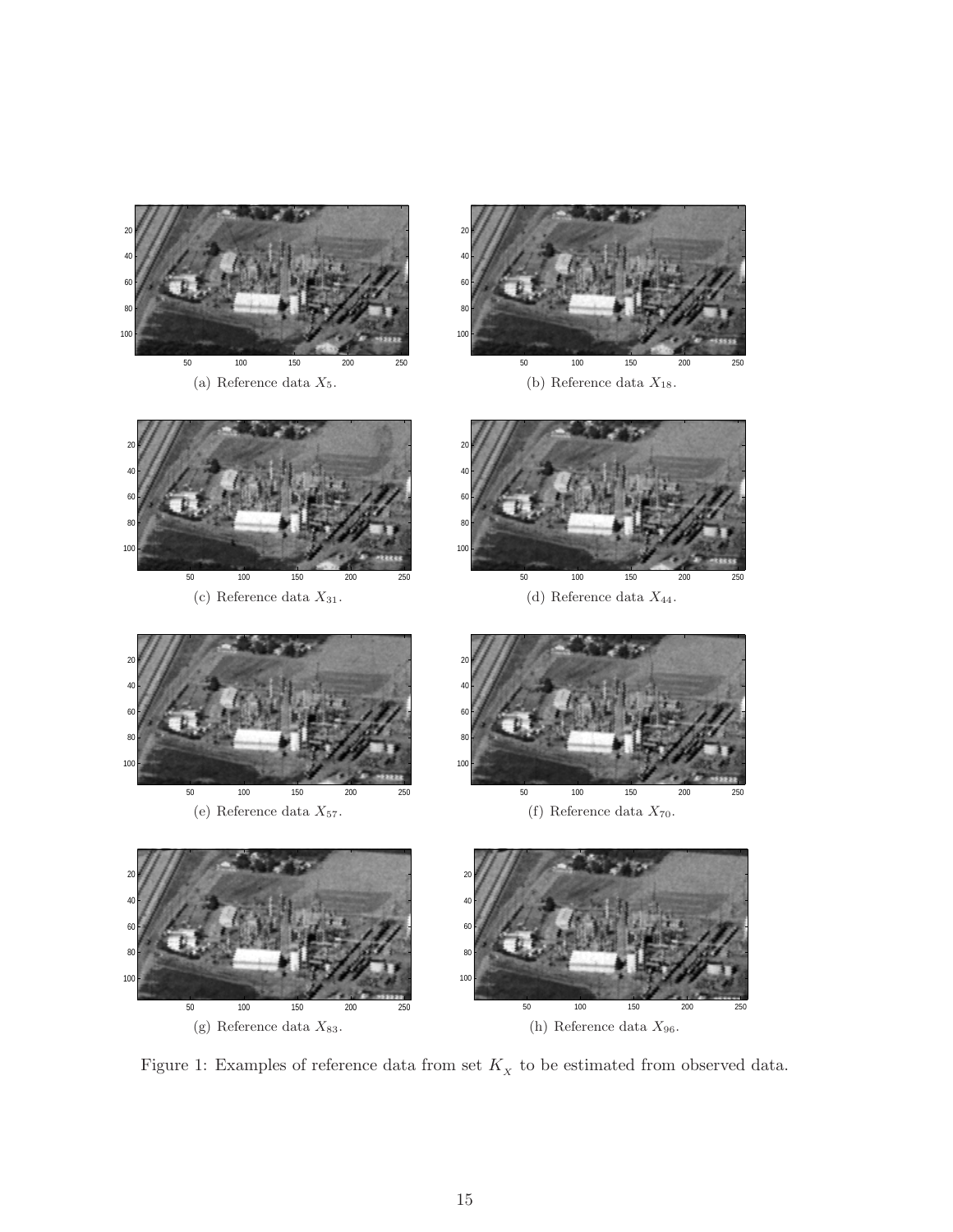(a) Reference data $X_5$.

(b) Reference data $X_{18}$.

(c) Reference data $X_{31}$.

(d) Reference data $X_{44}$.

(e) Reference data $X_{57}$.

(f) Reference data $X_{70}$.

(g) Reference data $X_{83}$.

(h) Reference data $X_{96}$.

Figure 1: Examples of reference data from set $K_X$ to be estimated from observed data.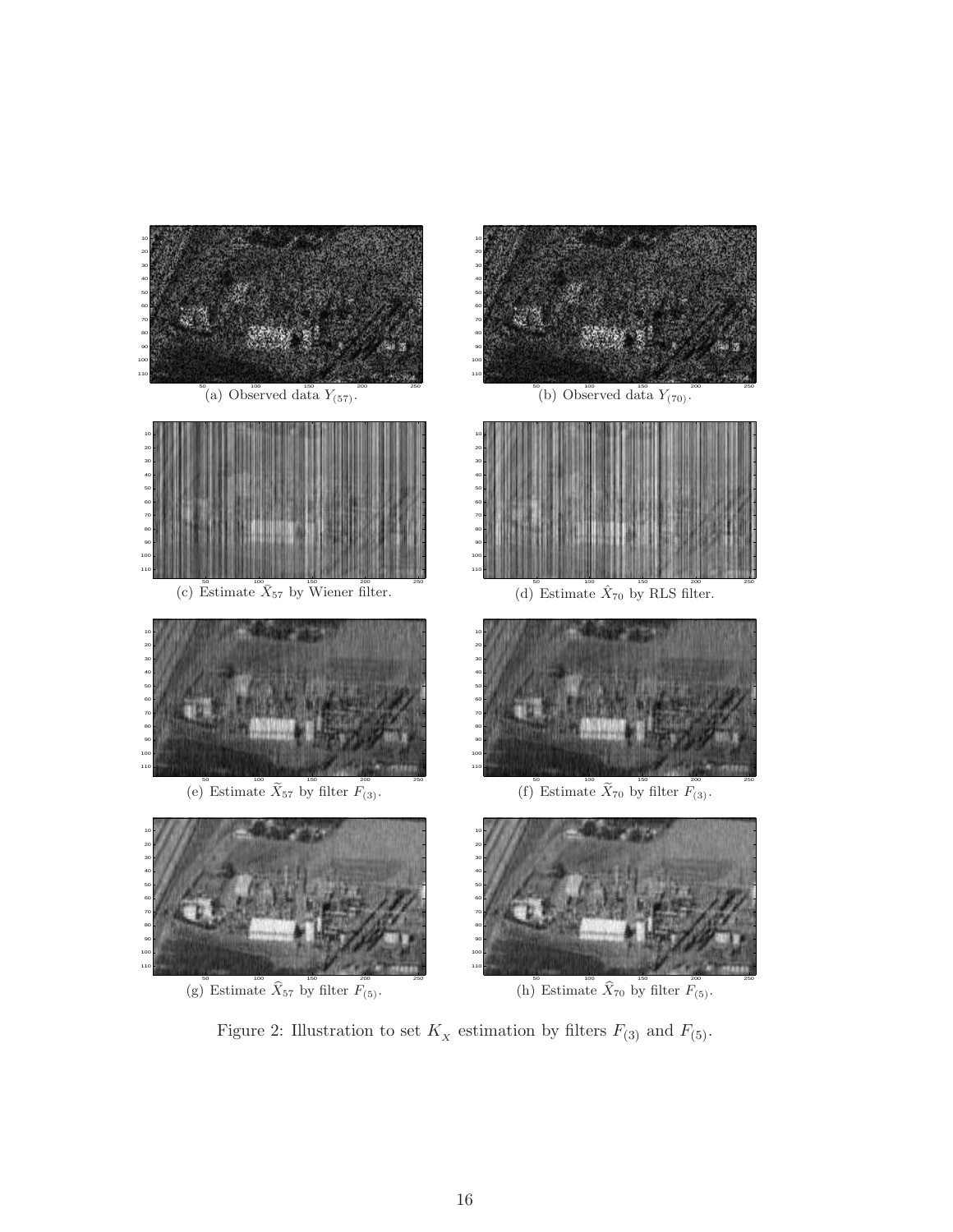(a) Observed data $Y_{(57)}$.

(b) Observed data $Y_{(70)}$.

(c) Estimate $\bar{X}_{57}$ by Wiener filter.

(d) Estimate $\hat{X}_{70}$ by RLS filter.

(e) Estimate $\widetilde{X}_{57}$ by filter $F_{(3)}$.

(f) Estimate $\widetilde{X}_{70}$ by filter $F_{(3)}$.

(g) Estimate $\widehat{X}_{57}$ by filter $F_{(5)}$.

(h) Estimate $\widehat{X}_{70}$ by filter $F_{(5)}$.

Figure 2: Illustration to set $K_X$ estimation by filters $F_{(3)}$ and $F_{(5)}$.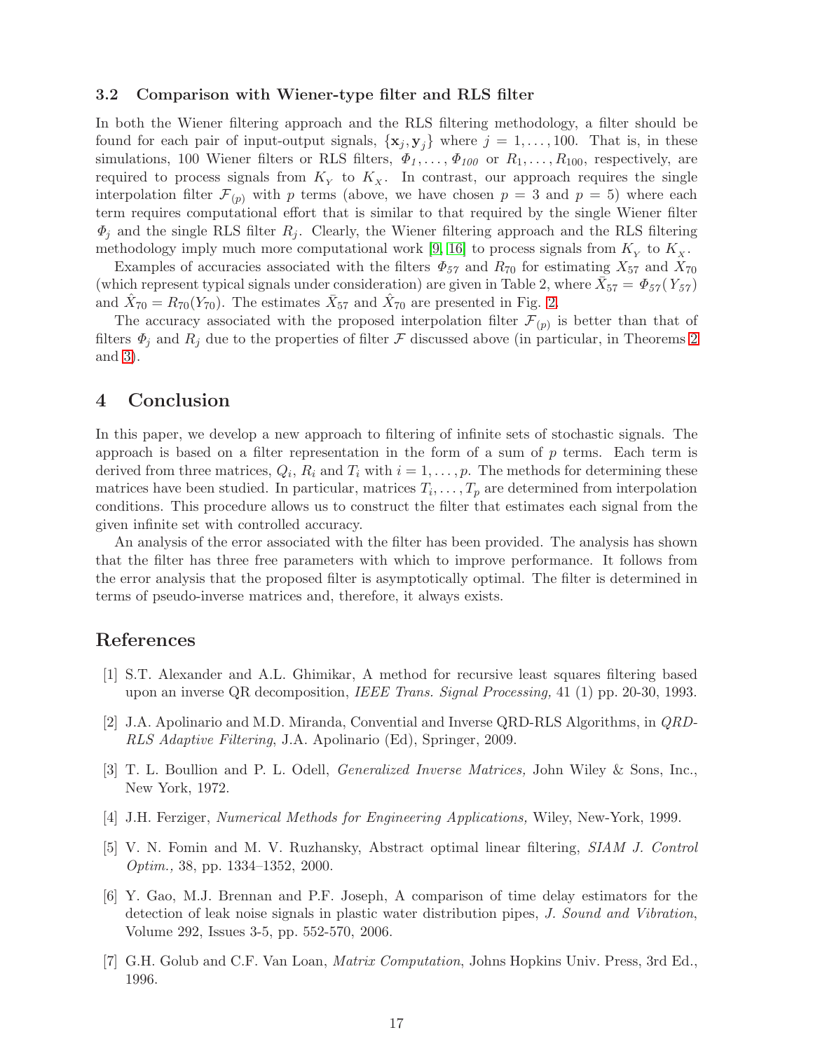### 3.2 Comparison with Wiener-type filter and RLS filter

In both the Wiener filtering approach and the RLS filtering methodology, a filter should be found for each pair of input-output signals, $\{\mathbf{x}_j, \mathbf{y}_j\}$ where $j = 1, \ldots, 100$. That is, in these simulations, 100 Wiener filters or RLS filters, $\Phi_1, \ldots, \Phi_{100}$ or $R_1, \ldots, R_{100}$, respectively, are required to process signals from $K_Y$ to $K_X$. In contrast, our approach requires the single interpolation filter $\mathcal{F}_{(p)}$ with $p$ terms (above, we have chosen $p = 3$ and $p = 5$) where each term requires computational effort that is similar to that required by the single Wiener filter $\Phi_j$ and the single RLS filter $R_j$. Clearly, the Wiener filtering approach and the RLS filtering methodology imply much more computational work [9, 16] to process signals from $K_Y$ to $K_X$.

Examples of accuracies associated with the filters $\Phi_{57}$ and $R_{70}$ for estimating $X_{57}$ and $X_{70}$ (which represent typical signals under consideration) are given in Table 2, where $\tilde{X}_{57} = \Phi_{57}(Y_{57})$ and $\hat{X}_{70} = R_{70}(Y_{70})$. The estimates $\tilde{X}_{57}$ and $\hat{X}_{70}$ are presented in Fig. 2.

The accuracy associated with the proposed interpolation filter $\mathcal{F}_{(p)}$ is better than that of filters $\Phi_j$ and $R_j$ due to the properties of filter $\mathcal{F}$ discussed above (in particular, in Theorems 2 and 3).

## 4 Conclusion

In this paper, we develop a new approach to filtering of infinite sets of stochastic signals. The approach is based on a filter representation in the form of a sum of $p$ terms. Each term is derived from three matrices, $Q_i$, $R_i$ and $T_i$ with $i = 1, \ldots, p$. The methods for determining these matrices have been studied. In particular, matrices $T_1, \ldots, T_p$ are determined from interpolation conditions. This procedure allows us to construct the filter that estimates each signal from the given infinite set with controlled accuracy.

An analysis of the error associated with the filter has been provided. The analysis has shown that the filter has three free parameters with which to improve performance. It follows from the error analysis that the proposed filter is asymptotically optimal. The filter is determined in terms of pseudo-inverse matrices and, therefore, it always exists.

## References

[1] S.T. Alexander and A.L. Ghimikar, A method for recursive least squares filtering based upon an inverse QR decomposition, *IEEE Trans. Signal Processing,* 41 (1) pp. 20-30, 1993.

[2] J.A. Apolinario and M.D. Miranda, Convential and Inverse QRD-RLS Algorithms, in *QRD-RLS Adaptive Filtering*, J.A. Apolinario (Ed), Springer, 2009.

[3] T. L. Boullion and P. L. Odell, *Generalized Inverse Matrices,* John Wiley & Sons, Inc., New York, 1972.

[4] J.H. Ferziger, *Numerical Methods for Engineering Applications,* Wiley, New-York, 1999.

[5] V. N. Fomin and M. V. Ruzhansky, Abstract optimal linear filtering, *SIAM J. Control Optim.,* 38, pp. 1334–1352, 2000.

[6] Y. Gao, M.J. Brennan and P.F. Joseph, A comparison of time delay estimators for the detection of leak noise signals in plastic water distribution pipes, *J. Sound and Vibration*, Volume 292, Issues 3-5, pp. 552-570, 2006.

[7] G.H. Golub and C.F. Van Loan, *Matrix Computation*, Johns Hopkins Univ. Press, 3rd Ed., 1996.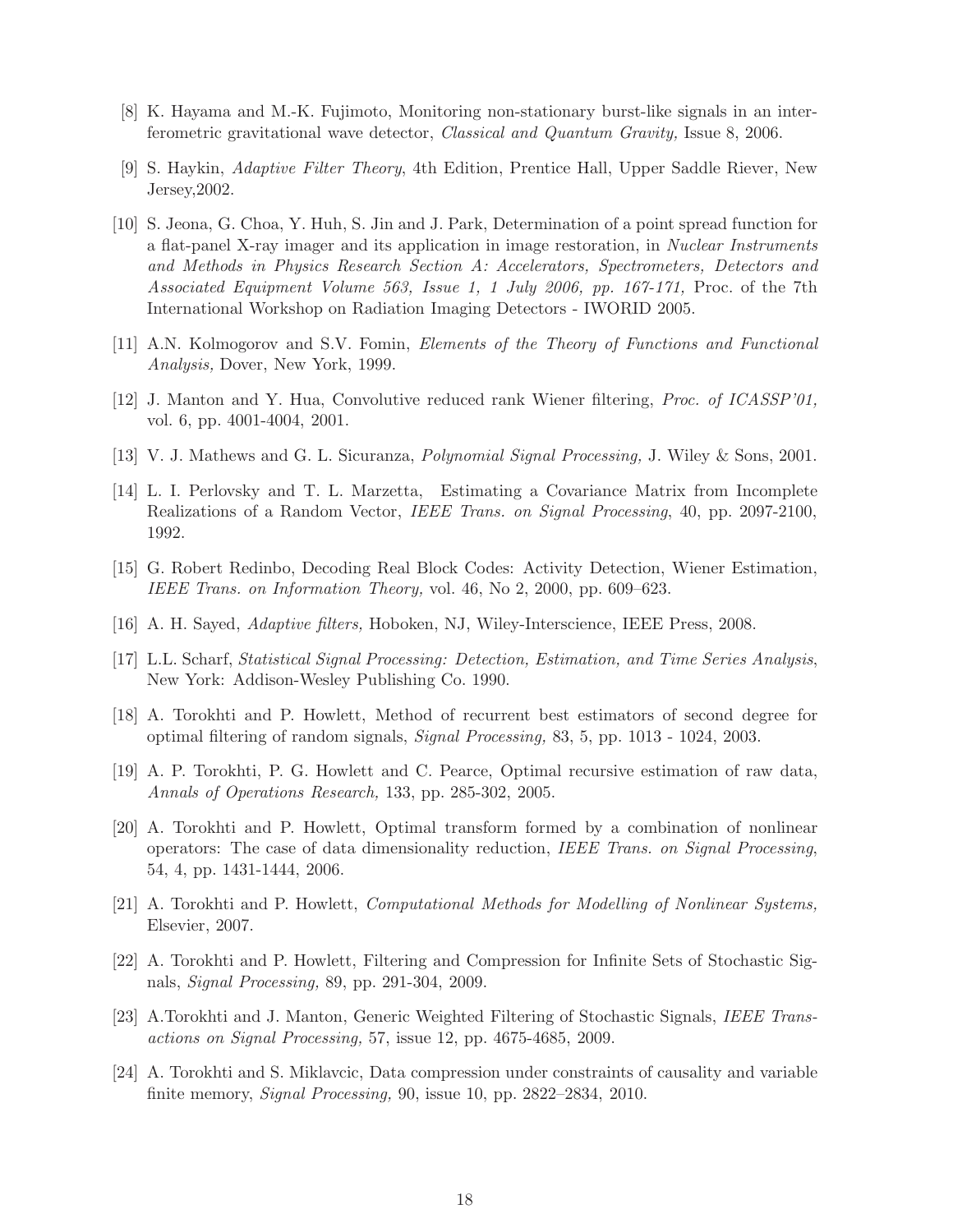[8] K. Hayama and M.-K. Fujimoto, Monitoring non-stationary burst-like signals in an interferometric gravitational wave detector, *Classical and Quantum Gravity,* Issue 8, 2006.

[9] S. Haykin, *Adaptive Filter Theory*, 4th Edition, Prentice Hall, Upper Saddle Riever, New Jersey,2002.

[10] S. Jeona, G. Choa, Y. Huh, S. Jin and J. Park, Determination of a point spread function for a flat-panel X-ray imager and its application in image restoration, in *Nuclear Instruments and Methods in Physics Research Section A: Accelerators, Spectrometers, Detectors and Associated Equipment Volume 563, Issue 1, 1 July 2006, pp. 167-171,* Proc. of the 7th International Workshop on Radiation Imaging Detectors - IWORID 2005.

[11] A.N. Kolmogorov and S.V. Fomin, *Elements of the Theory of Functions and Functional Analysis,* Dover, New York, 1999.

[12] J. Manton and Y. Hua, Convolutive reduced rank Wiener filtering, *Proc. of ICASSP'01,* vol. 6, pp. 4001-4004, 2001.

[13] V. J. Mathews and G. L. Sicuranza, *Polynomial Signal Processing,* J. Wiley & Sons, 2001.

[14] L. I. Perlovsky and T. L. Marzetta, Estimating a Covariance Matrix from Incomplete Realizations of a Random Vector, *IEEE Trans. on Signal Processing*, 40, pp. 2097-2100, 1992.

[15] G. Robert Redinbo, Decoding Real Block Codes: Activity Detection, Wiener Estimation, *IEEE Trans. on Information Theory,* vol. 46, No 2, 2000, pp. 609–623.

[16] A. H. Sayed, *Adaptive filters,* Hoboken, NJ, Wiley-Interscience, IEEE Press, 2008.

[17] L.L. Scharf, *Statistical Signal Processing: Detection, Estimation, and Time Series Analysis*, New York: Addison-Wesley Publishing Co. 1990.

[18] A. Torokhti and P. Howlett, Method of recurrent best estimators of second degree for optimal filtering of random signals, *Signal Processing,* 83, 5, pp. 1013 - 1024, 2003.

[19] A. P. Torokhti, P. G. Howlett and C. Pearce, Optimal recursive estimation of raw data, *Annals of Operations Research,* 133, pp. 285-302, 2005.

[20] A. Torokhti and P. Howlett, Optimal transform formed by a combination of nonlinear operators: The case of data dimensionality reduction, *IEEE Trans. on Signal Processing*, 54, 4, pp. 1431-1444, 2006.

[21] A. Torokhti and P. Howlett, *Computational Methods for Modelling of Nonlinear Systems,* Elsevier, 2007.

[22] A. Torokhti and P. Howlett, Filtering and Compression for Infinite Sets of Stochastic Signals, *Signal Processing,* 89, pp. 291-304, 2009.

[23] A.Torokhti and J. Manton, Generic Weighted Filtering of Stochastic Signals, *IEEE Transactions on Signal Processing,* 57, issue 12, pp. 4675-4685, 2009.

[24] A. Torokhti and S. Miklavcic, Data compression under constraints of causality and variable finite memory, *Signal Processing,* 90, issue 10, pp. 2822–2834, 2010.